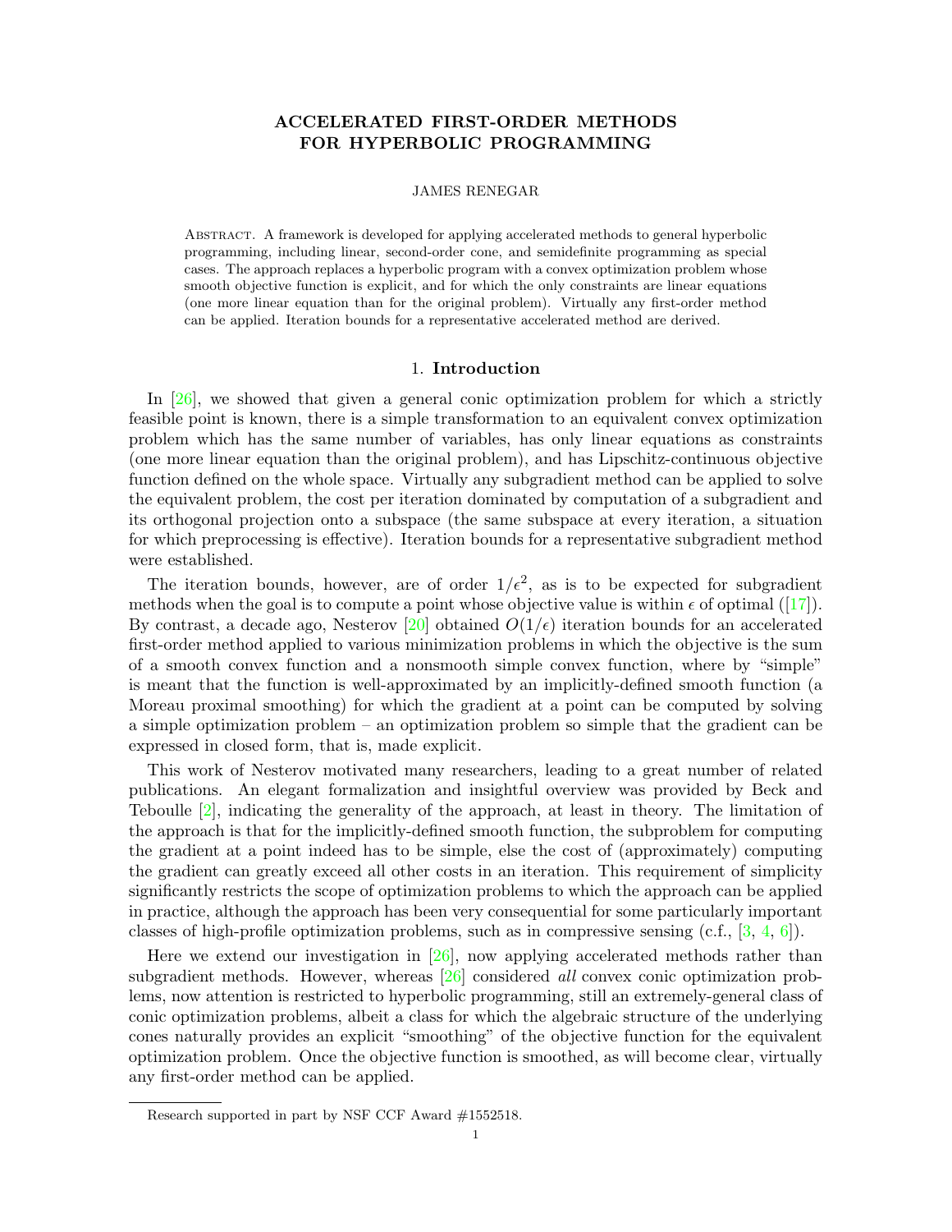# ACCELERATED FIRST-ORDER METHODS FOR HYPERBOLIC PROGRAMMING

JAMES RENEGAR

Abstract. A framework is developed for applying accelerated methods to general hyperbolic programming, including linear, second-order cone, and semidefinite programming as special cases. The approach replaces a hyperbolic program with a convex optimization problem whose smooth objective function is explicit, and for which the only constraints are linear equations (one more linear equation than for the original problem). Virtually any first-order method can be applied. Iteration bounds for a representative accelerated method are derived.

## 1. Introduction

In [26], we showed that given a general conic optimization problem for which a strictly feasible point is known, there is a simple transformation to an equivalent convex optimization problem which has the same number of variables, has only linear equations as constraints (one more linear equation than the original problem), and has Lipschitz-continuous objective function defined on the whole space. Virtually any subgradient method can be applied to solve the equivalent problem, the cost per iteration dominated by computation of a subgradient and its orthogonal projection onto a subspace (the same subspace at every iteration, a situation for which preprocessing is effective). Iteration bounds for a representative subgradient method were established.

The iteration bounds, however, are of order $1/\epsilon^2$, as is to be expected for subgradient methods when the goal is to compute a point whose objective value is within $\epsilon$ of optimal ([17]). By contrast, a decade ago, Nesterov [20] obtained $O(1/\epsilon)$ iteration bounds for an accelerated first-order method applied to various minimization problems in which the objective is the sum of a smooth convex function and a nonsmooth simple convex function, where by "simple" is meant that the function is well-approximated by an implicitly-defined smooth function (a Moreau proximal smoothing) for which the gradient at a point can be computed by solving a simple optimization problem – an optimization problem so simple that the gradient can be expressed in closed form, that is, made explicit.

This work of Nesterov motivated many researchers, leading to a great number of related publications. An elegant formalization and insightful overview was provided by Beck and Teboulle [2], indicating the generality of the approach, at least in theory. The limitation of the approach is that for the implicitly-defined smooth function, the subproblem for computing the gradient at a point indeed has to be simple, else the cost of (approximately) computing the gradient can greatly exceed all other costs in an iteration. This requirement of simplicity significantly restricts the scope of optimization problems to which the approach can be applied in practice, although the approach has been very consequential for some particularly important classes of high-profile optimization problems, such as in compressive sensing (c.f., [3, 4, 6]).

Here we extend our investigation in [26], now applying accelerated methods rather than subgradient methods. However, whereas [26] considered *all* convex conic optimization problems, now attention is restricted to hyperbolic programming, still an extremely-general class of conic optimization problems, albeit a class for which the algebraic structure of the underlying cones naturally provides an explicit "smoothing" of the objective function for the equivalent optimization problem. Once the objective function is smoothed, as will become clear, virtually any first-order method can be applied.

Research supported in part by NSF CCF Award #1552518.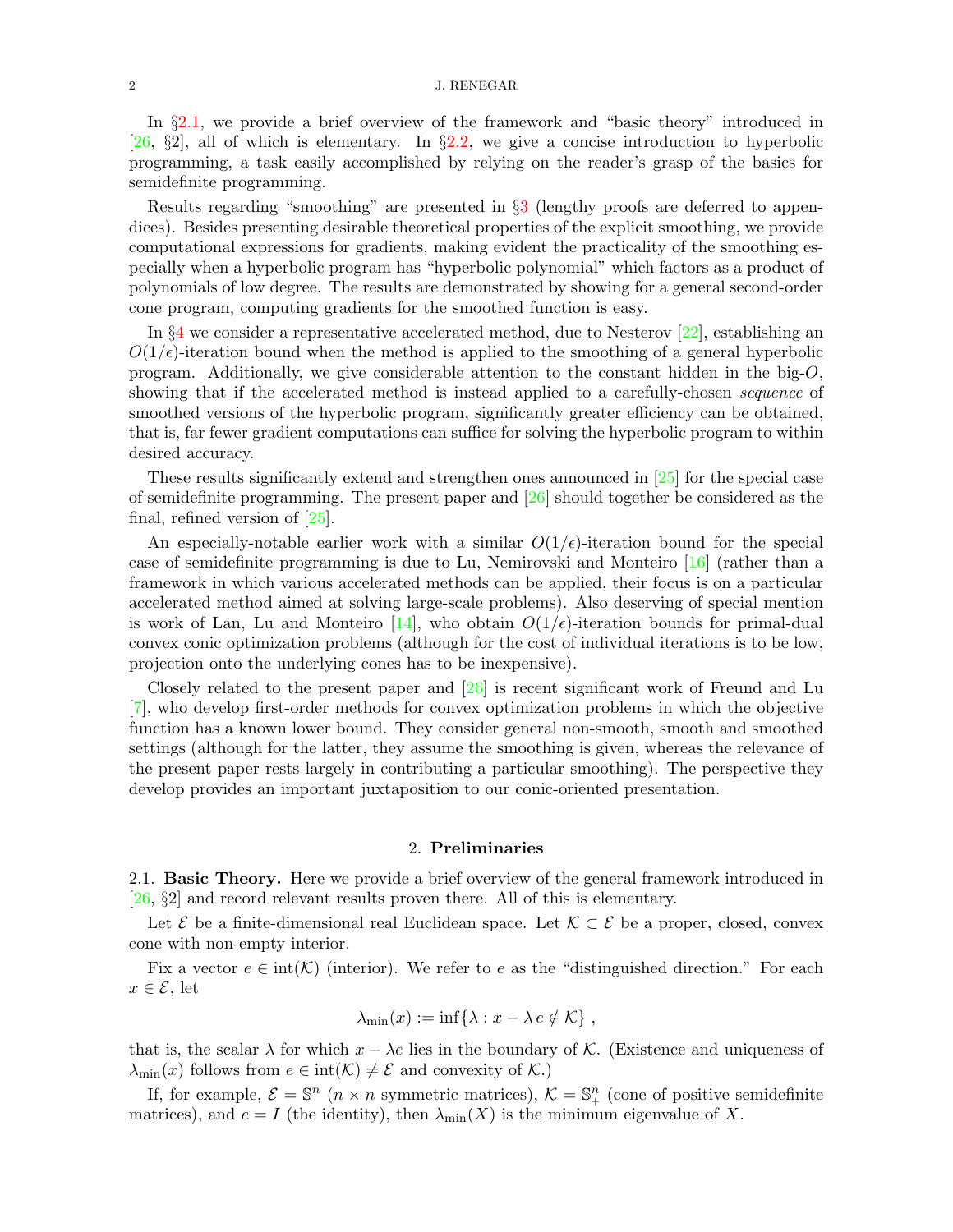In §2.1, we provide a brief overview of the framework and "basic theory" introduced in [26, §2], all of which is elementary. In §2.2, we give a concise introduction to hyperbolic programming, a task easily accomplished by relying on the reader's grasp of the basics for semidefinite programming.

Results regarding "smoothing" are presented in §3 (lengthy proofs are deferred to appendices). Besides presenting desirable theoretical properties of the explicit smoothing, we provide computational expressions for gradients, making evident the practicality of the smoothing especially when a hyperbolic program has "hyperbolic polynomial" which factors as a product of polynomials of low degree. The results are demonstrated by showing for a general second-order cone program, computing gradients for the smoothed function is easy.

In §4 we consider a representative accelerated method, due to Nesterov [22], establishing an $O(1/\epsilon)$-iteration bound when the method is applied to the smoothing of a general hyperbolic program. Additionally, we give considerable attention to the constant hidden in the big-$O$, showing that if the accelerated method is instead applied to a carefully-chosen *sequence* of smoothed versions of the hyperbolic program, significantly greater efficiency can be obtained, that is, far fewer gradient computations can suffice for solving the hyperbolic program to within desired accuracy.

These results significantly extend and strengthen ones announced in [25] for the special case of semidefinite programming. The present paper and [26] should together be considered as the final, refined version of [25].

An especially-notable earlier work with a similar $O(1/\epsilon)$-iteration bound for the special case of semidefinite programming is due to Lu, Nemirovski and Monteiro [16] (rather than a framework in which various accelerated methods can be applied, their focus is on a particular accelerated method aimed at solving large-scale problems). Also deserving of special mention is work of Lan, Lu and Monteiro [14], who obtain $O(1/\epsilon)$-iteration bounds for primal-dual convex conic optimization problems (although for the cost of individual iterations is to be low, projection onto the underlying cones has to be inexpensive).

Closely related to the present paper and [26] is recent significant work of Freund and Lu [7], who develop first-order methods for convex optimization problems in which the objective function has a known lower bound. They consider general non-smooth, smooth and smoothed settings (although for the latter, they assume the smoothing is given, whereas the relevance of the present paper rests largely in contributing a particular smoothing). The perspective they develop provides an important juxtaposition to our conic-oriented presentation.

## 2. Preliminaries

### 2.1. Basic Theory.

Here we provide a brief overview of the general framework introduced in [26, §2] and record relevant results proven there. All of this is elementary.

Let $\mathcal{E}$ be a finite-dimensional real Euclidean space. Let $\mathcal{K} \subset \mathcal{E}$ be a proper, closed, convex cone with non-empty interior.

Fix a vector $e \in \text{int}(\mathcal{K})$ (interior). We refer to $e$ as the "distinguished direction." For each $x \in \mathcal{E}$, let

$$\lambda_{\min}(x) := \inf\{\lambda : x - \lambda\, e \notin \mathcal{K}\} \; ,$$

that is, the scalar $\lambda$ for which $x - \lambda e$ lies in the boundary of $\mathcal{K}$. (Existence and uniqueness of $\lambda_{\min}(x)$ follows from $e \in \text{int}(\mathcal{K}) \neq \mathcal{E}$ and convexity of $\mathcal{K}$.)

If, for example, $\mathcal{E} = \mathbb{S}^n$ ($n \times n$ symmetric matrices), $\mathcal{K} = \mathbb{S}^n_+$ (cone of positive semidefinite matrices), and $e = I$ (the identity), then $\lambda_{\min}(X)$ is the minimum eigenvalue of $X$.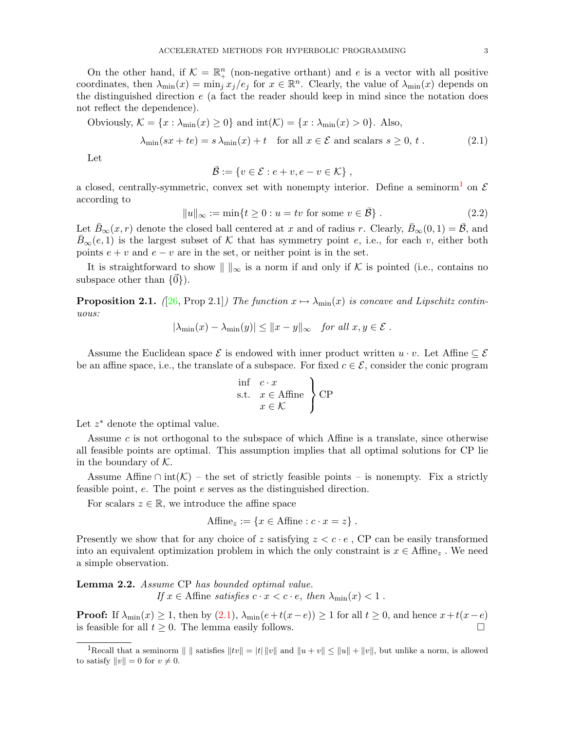On the other hand, if $\mathcal{K} = \mathbb{R}^n_+$ (non-negative orthant) and $e$ is a vector with all positive coordinates, then $\lambda_{\min}(x) = \min_j x_j/e_j$ for $x \in \mathbb{R}^n$. Clearly, the value of $\lambda_{\min}(x)$ depends on the distinguished direction $e$ (a fact the reader should keep in mind since the notation does not reflect the dependence).

Obviously, $\mathcal{K} = \{x : \lambda_{\min}(x) \geq 0\}$ and $\text{int}(\mathcal{K}) = \{x : \lambda_{\min}(x) > 0\}$. Also,

$$\lambda_{\min}(sx + te) = s\,\lambda_{\min}(x) + t \quad \text{for all } x \in \mathcal{E} \text{ and scalars } s \geq 0,\ t\ . \tag{2.1}$$

Let

$$\bar{\mathcal{B}} := \{v \in \mathcal{E} : e + v, e - v \in \mathcal{K}\}\ ,$$

a closed, centrally-symmetric, convex set with nonempty interior. Define a seminorm[1] on $\mathcal{E}$ according to

$$\|u\|_\infty := \min\{t \geq 0 : u = tv \text{ for some } v \in \bar{\mathcal{B}}\}\ . \tag{2.2}$$

Let $\bar{B}_\infty(x, r)$ denote the closed ball centered at $x$ and of radius $r$. Clearly, $\bar{B}_\infty(0,1) = \bar{\mathcal{B}}$, and $\bar{B}_\infty(e,1)$ is the largest subset of $\mathcal{K}$ that has symmetry point $e$, i.e., for each $v$, either both points $e+v$ and $e-v$ are in the set, or neither point is in the set.

It is straightforward to show $\|\ \|_\infty$ is a norm if and only if $\mathcal{K}$ is pointed (i.e., contains no subspace other than $\{\vec{0}\}$).

**Proposition 2.1.** *([26, Prop 2.1]) The function $x \mapsto \lambda_{\min}(x)$ is concave and Lipschitz continuous:*

$$|\lambda_{\min}(x) - \lambda_{\min}(y)| \leq \|x - y\|_\infty \quad \text{for all } x, y \in \mathcal{E}\ .$$

Assume the Euclidean space $\mathcal{E}$ is endowed with inner product written $u \cdot v$. Let Affine $\subseteq \mathcal{E}$ be an affine space, i.e., the translate of a subspace. For fixed $c \in \mathcal{E}$, consider the conic program

$$\left.\begin{array}{ll} \inf & c \cdot x \\ \text{s.t.} & x \in \text{Affine} \\ & x \in \mathcal{K} \end{array}\right\} \text{CP}$$

Let $z^*$ denote the optimal value.

Assume $c$ is not orthogonal to the subspace of which Affine is a translate, since otherwise all feasible points are optimal. This assumption implies that all optimal solutions for CP lie in the boundary of $\mathcal{K}$.

Assume Affine $\cap\, \text{int}(\mathcal{K})$ – the set of strictly feasible points – is nonempty. Fix a strictly feasible point, $e$. The point $e$ serves as the distinguished direction.

For scalars $z \in \mathbb{R}$, we introduce the affine space

$$\text{Affine}_z := \{x \in \text{Affine} : c \cdot x = z\}\ .$$

Presently we show that for any choice of $z$ satisfying $z < c \cdot e$, CP can be easily transformed into an equivalent optimization problem in which the only constraint is $x \in \text{Affine}_z$. We need a simple observation.

**Lemma 2.2.** *Assume* CP *has bounded optimal value.*
*If $x \in$ Affine satisfies $c \cdot x < c \cdot e$, then $\lambda_{\min}(x) < 1$.*

**Proof:** If $\lambda_{\min}(x) \geq 1$, then by (2.1), $\lambda_{\min}(e + t(x - e)) \geq 1$ for all $t \geq 0$, and hence $x + t(x - e)$ is feasible for all $t \geq 0$. The lemma easily follows. □

[1] Recall that a seminorm $\|\ \|$ satisfies $\|tv\| = |t|\,\|v\|$ and $\|u + v\| \leq \|u\| + \|v\|$, but unlike a norm, is allowed to satisfy $\|v\| = 0$ for $v \neq 0$.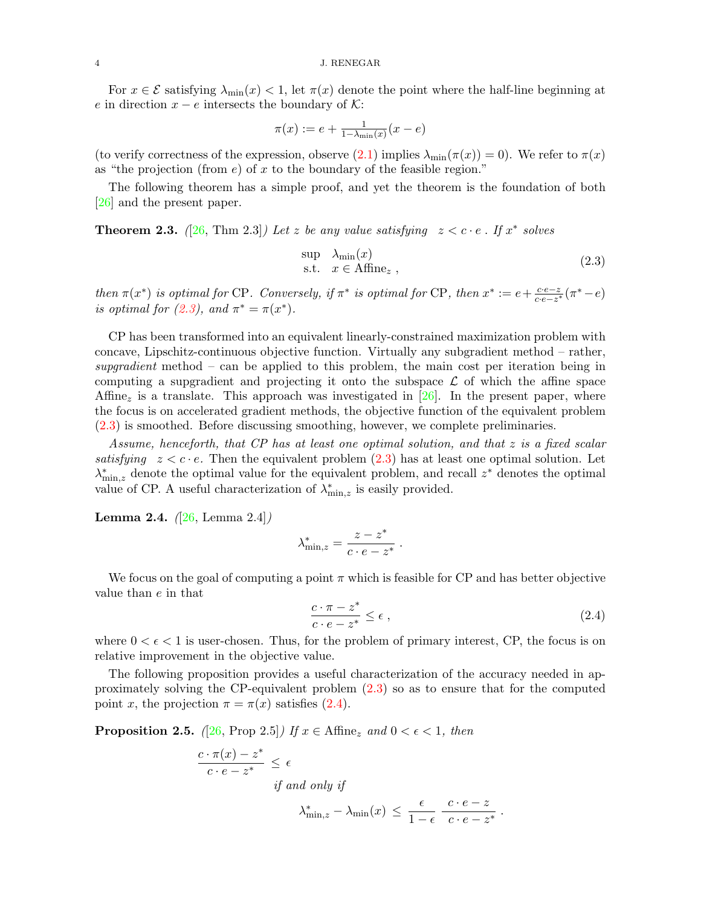For $x \in \mathcal{E}$ satisfying $\lambda_{\min}(x) < 1$, let $\pi(x)$ denote the point where the half-line beginning at $e$ in direction $x - e$ intersects the boundary of $\mathcal{K}$:

$$\pi(x) := e + \tfrac{1}{1-\lambda_{\min}(x)}(x - e)$$

(to verify correctness of the expression, observe (2.1) implies $\lambda_{\min}(\pi(x)) = 0$). We refer to $\pi(x)$ as "the projection (from $e$) of $x$ to the boundary of the feasible region."

The following theorem has a simple proof, and yet the theorem is the foundation of both [26] and the present paper.

**Theorem 2.3.** *([26, Thm 2.3]) Let $z$ be any value satisfying $z < c \cdot e$. If $x^*$ solves*

$$\begin{array}{ll} \sup & \lambda_{\min}(x) \\ \text{s.t.} & x \in \text{Affine}_z \ , \end{array} \tag{2.3}$$

*then $\pi(x^*)$ is optimal for CP. Conversely, if $\pi^*$ is optimal for CP, then $x^* := e + \frac{c \cdot e - z}{c \cdot e - z^*}(\pi^* - e)$ is optimal for (2.3), and $\pi^* = \pi(x^*)$.*

CP has been transformed into an equivalent linearly-constrained maximization problem with concave, Lipschitz-continuous objective function. Virtually any subgradient method – rather, *supgradient* method – can be applied to this problem, the main cost per iteration being in computing a supgradient and projecting it onto the subspace $\mathcal{L}$ of which the affine space $\text{Affine}_z$ is a translate. This approach was investigated in [26]. In the present paper, where the focus is on accelerated gradient methods, the objective function of the equivalent problem (2.3) is smoothed. Before discussing smoothing, however, we complete preliminaries.

*Assume, henceforth, that CP has at least one optimal solution, and that $z$ is a fixed scalar satisfying $z < c \cdot e$.* Then the equivalent problem (2.3) has at least one optimal solution. Let $\lambda^*_{\min,z}$ denote the optimal value for the equivalent problem, and recall $z^*$ denotes the optimal value of CP. A useful characterization of $\lambda^*_{\min,z}$ is easily provided.

**Lemma 2.4.** *([26, Lemma 2.4])*

$$\lambda^*_{\min,z} = \frac{z - z^*}{c \cdot e - z^*} \ .$$

We focus on the goal of computing a point $\pi$ which is feasible for CP and has better objective value than $e$ in that

$$\frac{c \cdot \pi - z^*}{c \cdot e - z^*} \le \epsilon \ , \tag{2.4}$$

where $0 < \epsilon < 1$ is user-chosen. Thus, for the problem of primary interest, CP, the focus is on relative improvement in the objective value.

The following proposition provides a useful characterization of the accuracy needed in approximately solving the CP-equivalent problem (2.3) so as to ensure that for the computed point $x$, the projection $\pi = \pi(x)$ satisfies (2.4).

**Proposition 2.5.** *([26, Prop 2.5]) If $x \in \text{Affine}_z$ and $0 < \epsilon < 1$, then*

$$\frac{c \cdot \pi(x) - z^*}{c \cdot e - z^*} \le \epsilon$$

*if and only if*

$$\lambda^*_{\min,z} - \lambda_{\min}(x) \le \frac{\epsilon}{1 - \epsilon} \ \frac{c \cdot e - z}{c \cdot e - z^*} \ .$$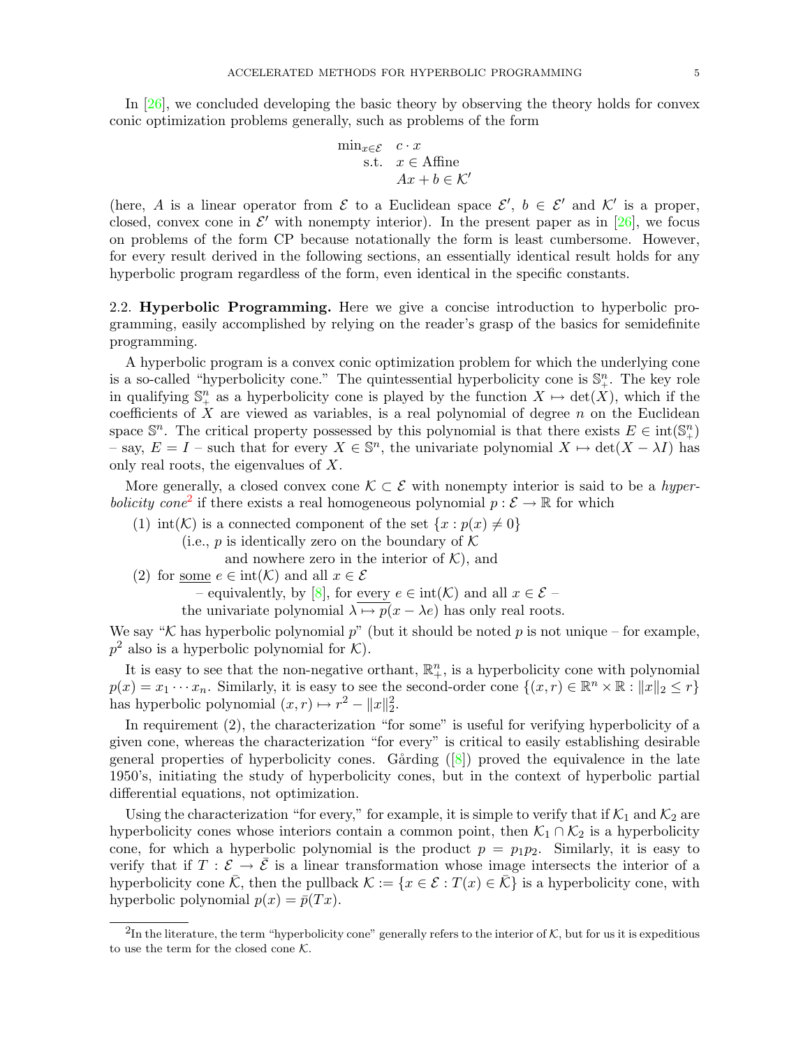In [26], we concluded developing the basic theory by observing the theory holds for convex conic optimization problems generally, such as problems of the form

$$\begin{aligned} \min_{x \in \mathcal{E}} \quad & c \cdot x \\ \text{s.t.} \quad & x \in \text{Affine} \\ & Ax + b \in \mathcal{K}' \end{aligned}$$

(here, $A$ is a linear operator from $\mathcal{E}$ to a Euclidean space $\mathcal{E}'$, $b \in \mathcal{E}'$ and $\mathcal{K}'$ is a proper, closed, convex cone in $\mathcal{E}'$ with nonempty interior). In the present paper as in [26], we focus on problems of the form CP because notationally the form is least cumbersome. However, for every result derived in the following sections, an essentially identical result holds for any hyperbolic program regardless of the form, even identical in the specific constants.

**2.2. Hyperbolic Programming.** Here we give a concise introduction to hyperbolic programming, easily accomplished by relying on the reader's grasp of the basics for semidefinite programming.

A hyperbolic program is a convex conic optimization problem for which the underlying cone is a so-called "hyperbolicity cone." The quintessential hyperbolicity cone is $\mathbb{S}^n_+$. The key role in qualifying $\mathbb{S}^n_+$ as a hyperbolicity cone is played by the function $X \mapsto \det(X)$, which if the coefficients of $X$ are viewed as variables, is a real polynomial of degree $n$ on the Euclidean space $\mathbb{S}^n$. The critical property possessed by this polynomial is that there exists $E \in \text{int}(\mathbb{S}^n_+)$ – say, $E = I$ – such that for every $X \in \mathbb{S}^n$, the univariate polynomial $X \mapsto \det(X - \lambda I)$ has only real roots, the eigenvalues of $X$.

More generally, a closed convex cone $\mathcal{K} \subset \mathcal{E}$ with nonempty interior is said to be a *hyperbolicity cone*[2] if there exists a real homogeneous polynomial $p : \mathcal{E} \to \mathbb{R}$ for which

(1) $\text{int}(\mathcal{K})$ is a connected component of the set $\{x : p(x) \neq 0\}$
  (i.e., $p$ is identically zero on the boundary of $\mathcal{K}$
    and nowhere zero in the interior of $\mathcal{K}$), and

(2) for <u>some</u> $e \in \text{int}(\mathcal{K})$ and all $x \in \mathcal{E}$
  – equivalently, by [8], for <u>every</u> $e \in \text{int}(\mathcal{K})$ and all $x \in \mathcal{E}$ –
  the univariate polynomial $\lambda \mapsto p(x - \lambda e)$ has only real roots.

We say "$\mathcal{K}$ has hyperbolic polynomial $p$" (but it should be noted $p$ is not unique – for example, $p^2$ also is a hyperbolic polynomial for $\mathcal{K}$).

It is easy to see that the non-negative orthant, $\mathbb{R}^n_+$, is a hyperbolicity cone with polynomial $p(x) = x_1 \cdots x_n$. Similarly, it is easy to see the second-order cone $\{(x, r) \in \mathbb{R}^n \times \mathbb{R} : \|x\|_2 \leq r\}$ has hyperbolic polynomial $(x, r) \mapsto r^2 - \|x\|_2^2$.

In requirement (2), the characterization "for some" is useful for verifying hyperbolicity of a given cone, whereas the characterization "for every" is critical to easily establishing desirable general properties of hyperbolicity cones. Gårding ([8]) proved the equivalence in the late 1950's, initiating the study of hyperbolicity cones, but in the context of hyperbolic partial differential equations, not optimization.

Using the characterization "for every," for example, it is simple to verify that if $\mathcal{K}_1$ and $\mathcal{K}_2$ are hyperbolicity cones whose interiors contain a common point, then $\mathcal{K}_1 \cap \mathcal{K}_2$ is a hyperbolicity cone, for which a hyperbolic polynomial is the product $p = p_1 p_2$. Similarly, it is easy to verify that if $T : \mathcal{E} \to \bar{\mathcal{E}}$ is a linear transformation whose image intersects the interior of a hyperbolicity cone $\bar{\mathcal{K}}$, then the pullback $\mathcal{K} := \{x \in \mathcal{E} : T(x) \in \bar{\mathcal{K}}\}$ is a hyperbolicity cone, with hyperbolic polynomial $p(x) = \bar{p}(Tx)$.

[2] In the literature, the term "hyperbolicity cone" generally refers to the interior of $\mathcal{K}$, but for us it is expeditious to use the term for the closed cone $\mathcal{K}$.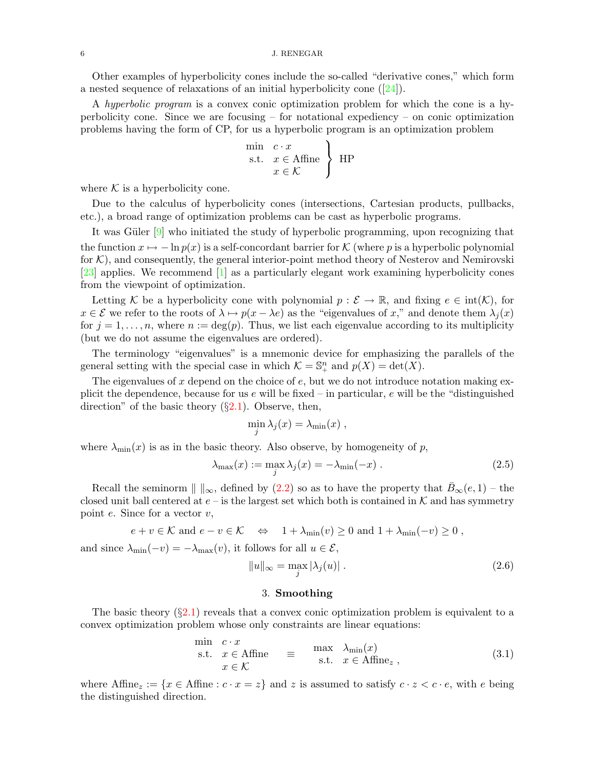Other examples of hyperbolicity cones include the so-called "derivative cones," which form a nested sequence of relaxations of an initial hyperbolicity cone ([24]).

A *hyperbolic program* is a convex conic optimization problem for which the cone is a hyperbolicity cone. Since we are focusing – for notational expediency – on conic optimization problems having the form of CP, for us a hyperbolic program is an optimization problem

$$\left.\begin{array}{ll} \min & c \cdot x \\ \text{s.t.} & x \in \text{Affine} \\ & x \in \mathcal{K} \end{array}\right\} \text{ HP}$$

where $\mathcal{K}$ is a hyperbolicity cone.

Due to the calculus of hyperbolicity cones (intersections, Cartesian products, pullbacks, etc.), a broad range of optimization problems can be cast as hyperbolic programs.

It was Güler [9] who initiated the study of hyperbolic programming, upon recognizing that the function $x \mapsto -\ln p(x)$ is a self-concordant barrier for $\mathcal{K}$ (where $p$ is a hyperbolic polynomial for $\mathcal{K}$), and consequently, the general interior-point method theory of Nesterov and Nemirovski [23] applies. We recommend [1] as a particularly elegant work examining hyperbolicity cones from the viewpoint of optimization.

Letting $\mathcal{K}$ be a hyperbolicity cone with polynomial $p : \mathcal{E} \to \mathbb{R}$, and fixing $e \in \text{int}(\mathcal{K})$, for $x \in \mathcal{E}$ we refer to the roots of $\lambda \mapsto p(x - \lambda e)$ as the "eigenvalues of $x$," and denote them $\lambda_j(x)$ for $j = 1, \ldots, n$, where $n := \deg(p)$. Thus, we list each eigenvalue according to its multiplicity (but we do not assume the eigenvalues are ordered).

The terminology "eigenvalues" is a mnemonic device for emphasizing the parallels of the general setting with the special case in which $\mathcal{K} = \mathbb{S}^n_+$ and $p(X) = \det(X)$.

The eigenvalues of $x$ depend on the choice of $e$, but we do not introduce notation making explicit the dependence, because for us $e$ will be fixed – in particular, $e$ will be the "distinguished direction" of the basic theory (§2.1). Observe, then,

$$\min_j \lambda_j(x) = \lambda_{\min}(x) \; ,$$

where $\lambda_{\min}(x)$ is as in the basic theory. Also observe, by homogeneity of $p$,

$$\lambda_{\max}(x) := \max_j \lambda_j(x) = -\lambda_{\min}(-x) \; . \tag{2.5}$$

Recall the seminorm $\| \; \|_\infty$, defined by (2.2) so as to have the property that $\bar{B}_\infty(e, 1)$ – the closed unit ball centered at $e$ – is the largest set which both is contained in $\mathcal{K}$ and has symmetry point $e$. Since for a vector $v$,

$$e + v \in \mathcal{K} \text{ and } e - v \in \mathcal{K} \quad \Leftrightarrow \quad 1 + \lambda_{\min}(v) \geq 0 \text{ and } 1 + \lambda_{\min}(-v) \geq 0 \; ,$$

and since $\lambda_{\min}(-v) = -\lambda_{\max}(v)$, it follows for all $u \in \mathcal{E}$,

$$\|u\|_\infty = \max_j |\lambda_j(u)| \; . \tag{2.6}$$

## 3. Smoothing

The basic theory (§2.1) reveals that a convex conic optimization problem is equivalent to a convex optimization problem whose only constraints are linear equations:

$$\begin{array}{ll} \min & c \cdot x \\ \text{s.t.} & x \in \text{Affine} \\ & x \in \mathcal{K} \end{array} \quad \equiv \quad \begin{array}{ll} \max & \lambda_{\min}(x) \\ \text{s.t.} & x \in \text{Affine}_z \; , \end{array} \tag{3.1}$$

where $\text{Affine}_z := \{x \in \text{Affine} : c \cdot x = z\}$ and $z$ is assumed to satisfy $c \cdot z < c \cdot e$, with $e$ being the distinguished direction.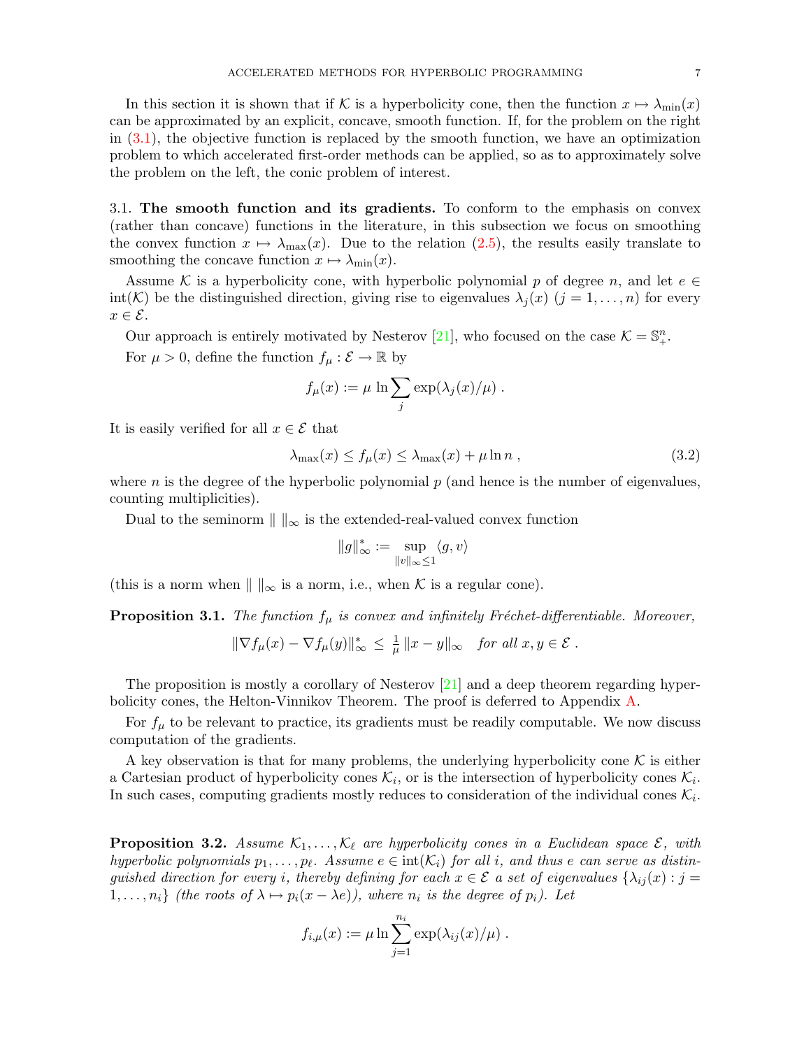In this section it is shown that if $\mathcal{K}$ is a hyperbolicity cone, then the function $x \mapsto \lambda_{\min}(x)$ can be approximated by an explicit, concave, smooth function. If, for the problem on the right in (3.1), the objective function is replaced by the smooth function, we have an optimization problem to which accelerated first-order methods can be applied, so as to approximately solve the problem on the left, the conic problem of interest.

3.1. **The smooth function and its gradients.** To conform to the emphasis on convex (rather than concave) functions in the literature, in this subsection we focus on smoothing the convex function $x \mapsto \lambda_{\max}(x)$. Due to the relation (2.5), the results easily translate to smoothing the concave function $x \mapsto \lambda_{\min}(x)$.

Assume $\mathcal{K}$ is a hyperbolicity cone, with hyperbolic polynomial $p$ of degree $n$, and let $e \in \operatorname{int}(\mathcal{K})$ be the distinguished direction, giving rise to eigenvalues $\lambda_j(x)$ $(j = 1, \ldots, n)$ for every $x \in \mathcal{E}$.

Our approach is entirely motivated by Nesterov [21], who focused on the case $\mathcal{K} = \mathbb{S}^n_+$.

For $\mu > 0$, define the function $f_\mu : \mathcal{E} \to \mathbb{R}$ by

$$f_\mu(x) := \mu \, \ln \sum_j \exp(\lambda_j(x)/\mu) \; .$$

It is easily verified for all $x \in \mathcal{E}$ that

$$\lambda_{\max}(x) \le f_\mu(x) \le \lambda_{\max}(x) + \mu \ln n \; , \tag{3.2}$$

where $n$ is the degree of the hyperbolic polynomial $p$ (and hence is the number of eigenvalues, counting multiplicities).

Dual to the seminorm $\| \, \|_\infty$ is the extended-real-valued convex function

$$\|g\|_\infty^* := \sup_{\|v\|_\infty \le 1} \langle g, v \rangle$$

(this is a norm when $\| \, \|_\infty$ is a norm, i.e., when $\mathcal{K}$ is a regular cone).

**Proposition 3.1.** *The function $f_\mu$ is convex and infinitely Fréchet-differentiable. Moreover,*

$$\|\nabla f_\mu(x) - \nabla f_\mu(y)\|_\infty^* \;\le\; \tfrac{1}{\mu} \, \|x - y\|_\infty \quad \textit{for all } x, y \in \mathcal{E} \; .$$

The proposition is mostly a corollary of Nesterov [21] and a deep theorem regarding hyperbolicity cones, the Helton-Vinnikov Theorem. The proof is deferred to Appendix A.

For $f_\mu$ to be relevant to practice, its gradients must be readily computable. We now discuss computation of the gradients.

A key observation is that for many problems, the underlying hyperbolicity cone $\mathcal{K}$ is either a Cartesian product of hyperbolicity cones $\mathcal{K}_i$, or is the intersection of hyperbolicity cones $\mathcal{K}_i$. In such cases, computing gradients mostly reduces to consideration of the individual cones $\mathcal{K}_i$.

**Proposition 3.2.** *Assume $\mathcal{K}_1, \ldots, \mathcal{K}_\ell$ are hyperbolicity cones in a Euclidean space $\mathcal{E}$, with hyperbolic polynomials $p_1, \ldots, p_\ell$. Assume $e \in \operatorname{int}(\mathcal{K}_i)$ for all $i$, and thus $e$ can serve as distinguished direction for every $i$, thereby defining for each $x \in \mathcal{E}$ a set of eigenvalues $\{\lambda_{ij}(x) : j = 1, \ldots, n_i\}$ (the roots of $\lambda \mapsto p_i(x - \lambda e)$), where $n_i$ is the degree of $p_i$). Let*

$$f_{i,\mu}(x) := \mu \ln \sum_{j=1}^{n_i} \exp(\lambda_{ij}(x)/\mu) \; .$$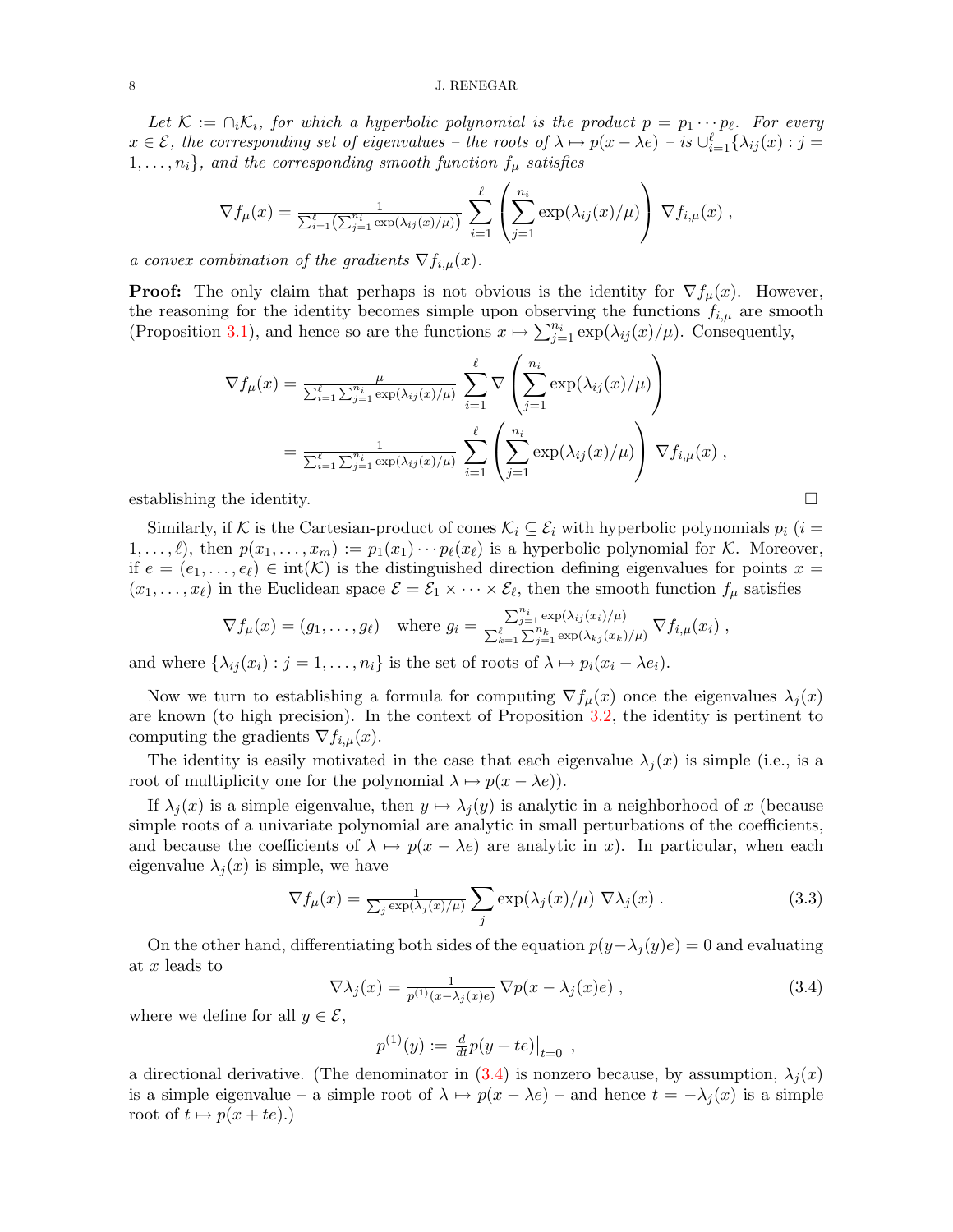*Let $\mathcal{K} := \cap_i \mathcal{K}_i$, for which a hyperbolic polynomial is the product $p = p_1 \cdots p_\ell$. For every $x \in \mathcal{E}$, the corresponding set of eigenvalues – the roots of $\lambda \mapsto p(x - \lambda e)$ – is $\cup_{i=1}^{\ell} \{\lambda_{ij}(x) : j = 1, \ldots, n_i\}$, and the corresponding smooth function $f_\mu$ satisfies*

$$\nabla f_\mu(x) = \tfrac{1}{\sum_{i=1}^{\ell} \left( \sum_{j=1}^{n_i} \exp(\lambda_{ij}(x)/\mu) \right)} \sum_{i=1}^{\ell} \left( \sum_{j=1}^{n_i} \exp(\lambda_{ij}(x)/\mu) \right) \nabla f_{i,\mu}(x) \, ,$$

*a convex combination of the gradients $\nabla f_{i,\mu}(x)$.*

**Proof:** The only claim that perhaps is not obvious is the identity for $\nabla f_\mu(x)$. However, the reasoning for the identity becomes simple upon observing the functions $f_{i,\mu}$ are smooth (Proposition 3.1), and hence so are the functions $x \mapsto \sum_{j=1}^{n_i} \exp(\lambda_{ij}(x)/\mu)$. Consequently,

$$\begin{aligned}
\nabla f_\mu(x) &= \tfrac{\mu}{\sum_{i=1}^{\ell} \sum_{j=1}^{n_i} \exp(\lambda_{ij}(x)/\mu)} \sum_{i=1}^{\ell} \nabla \left( \sum_{j=1}^{n_i} \exp(\lambda_{ij}(x)/\mu) \right) \\
&= \tfrac{1}{\sum_{i=1}^{\ell} \sum_{j=1}^{n_i} \exp(\lambda_{ij}(x)/\mu)} \sum_{i=1}^{\ell} \left( \sum_{j=1}^{n_i} \exp(\lambda_{ij}(x)/\mu) \right) \nabla f_{i,\mu}(x) \, ,
\end{aligned}$$

establishing the identity. $\square$

Similarly, if $\mathcal{K}$ is the Cartesian-product of cones $\mathcal{K}_i \subseteq \mathcal{E}_i$ with hyperbolic polynomials $p_i$ ($i = 1, \ldots, \ell$), then $p(x_1, \ldots, x_m) := p_1(x_1) \cdots p_\ell(x_\ell)$ is a hyperbolic polynomial for $\mathcal{K}$. Moreover, if $e = (e_1, \ldots, e_\ell) \in \text{int}(\mathcal{K})$ is the distinguished direction defining eigenvalues for points $x = (x_1, \ldots, x_\ell)$ in the Euclidean space $\mathcal{E} = \mathcal{E}_1 \times \cdots \times \mathcal{E}_\ell$, then the smooth function $f_\mu$ satisfies

$$\nabla f_\mu(x) = (g_1, \ldots, g_\ell) \quad \text{where } g_i = \tfrac{\sum_{j=1}^{n_i} \exp(\lambda_{ij}(x_i)/\mu)}{\sum_{k=1}^{\ell} \sum_{j=1}^{n_k} \exp(\lambda_{kj}(x_k)/\mu)} \nabla f_{i,\mu}(x_i) \, ,$$

and where $\{\lambda_{ij}(x_i) : j = 1, \ldots, n_i\}$ is the set of roots of $\lambda \mapsto p_i(x_i - \lambda e_i)$.

Now we turn to establishing a formula for computing $\nabla f_\mu(x)$ once the eigenvalues $\lambda_j(x)$ are known (to high precision). In the context of Proposition 3.2, the identity is pertinent to computing the gradients $\nabla f_{i,\mu}(x)$.

The identity is easily motivated in the case that each eigenvalue $\lambda_j(x)$ is simple (i.e., is a root of multiplicity one for the polynomial $\lambda \mapsto p(x - \lambda e)$).

If $\lambda_j(x)$ is a simple eigenvalue, then $y \mapsto \lambda_j(y)$ is analytic in a neighborhood of $x$ (because simple roots of a univariate polynomial are analytic in small perturbations of the coefficients, and because the coefficients of $\lambda \mapsto p(x - \lambda e)$ are analytic in $x$). In particular, when each eigenvalue $\lambda_j(x)$ is simple, we have

$$\nabla f_\mu(x) = \tfrac{1}{\sum_j \exp(\lambda_j(x)/\mu)} \sum_j \exp(\lambda_j(x)/\mu) \, \nabla \lambda_j(x) \, . \tag{3.3}$$

On the other hand, differentiating both sides of the equation $p(y - \lambda_j(y)e) = 0$ and evaluating at $x$ leads to

$$\nabla \lambda_j(x) = \tfrac{1}{p^{(1)}(x - \lambda_j(x)e)} \nabla p(x - \lambda_j(x)e) \, , \tag{3.4}$$

where we define for all $y \in \mathcal{E}$,

$$p^{(1)}(y) := \tfrac{d}{dt} p(y + te)\big|_{t=0} \, ,$$

a directional derivative. (The denominator in (3.4) is nonzero because, by assumption, $\lambda_j(x)$ is a simple eigenvalue – a simple root of $\lambda \mapsto p(x - \lambda e)$ – and hence $t = -\lambda_j(x)$ is a simple root of $t \mapsto p(x + te)$.)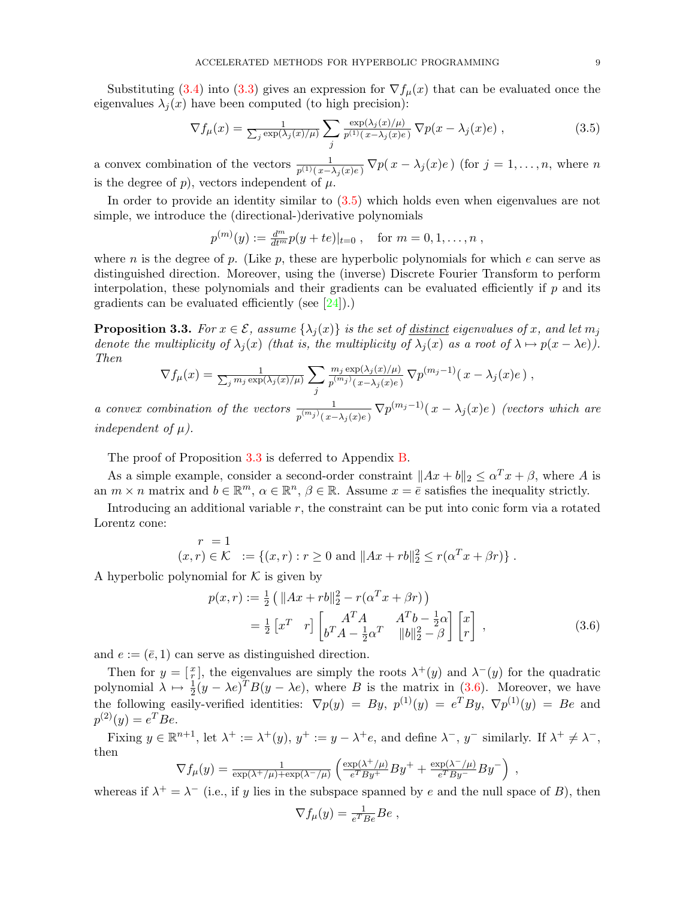Substituting (3.4) into (3.3) gives an expression for $\nabla f_\mu(x)$ that can be evaluated once the eigenvalues $\lambda_j(x)$ have been computed (to high precision):

$$\nabla f_\mu(x) = \tfrac{1}{\sum_j \exp(\lambda_j(x)/\mu)} \sum_j \tfrac{\exp(\lambda_j(x)/\mu)}{p^{(1)}(\,x-\lambda_j(x)e\,)} \, \nabla p(\,x - \lambda_j(x) e\,) \, , \tag{3.5}$$

a convex combination of the vectors $\frac{1}{p^{(1)}(\,x-\lambda_j(x)e\,)} \, \nabla p(\,x-\lambda_j(x)e\,)$ (for $j = 1, \ldots, n$, where $n$ is the degree of $p$), vectors independent of $\mu$.

In order to provide an identity similar to (3.5) which holds even when eigenvalues are not simple, we introduce the (directional-)derivative polynomials

$$p^{(m)}(y) := \tfrac{d^m}{dt^m} p(y + te)|_{t=0} \, , \quad \text{for } m = 0, 1, \ldots, n \, ,$$

where $n$ is the degree of $p$. (Like $p$, these are hyperbolic polynomials for which $e$ can serve as distinguished direction. Moreover, using the (inverse) Discrete Fourier Transform to perform interpolation, these polynomials and their gradients can be evaluated efficiently if $p$ and its gradients can be evaluated efficiently (see [24]).)

**Proposition 3.3.** *For $x \in \mathcal{E}$, assume $\{\lambda_j(x)\}$ is the set of* <u>*distinct*</u> *eigenvalues of $x$, and let $m_j$ denote the multiplicity of $\lambda_j(x)$ (that is, the multiplicity of $\lambda_j(x)$ as a root of $\lambda \mapsto p(x - \lambda e)$). Then*

$$\nabla f_\mu(x) = \tfrac{1}{\sum_j m_j \exp(\lambda_j(x)/\mu)} \sum_j \tfrac{m_j \exp(\lambda_j(x)/\mu)}{p^{(m_j)}(\,x-\lambda_j(x)e\,)} \, \nabla p^{(m_j - 1)}(\,x - \lambda_j(x)e\,) \, ,$$

*a convex combination of the vectors $\frac{1}{p^{(m_j)}(\,x-\lambda_j(x)e\,)} \, \nabla p^{(m_j-1)}(\,x-\lambda_j(x)e\,)$ (vectors which are independent of $\mu$).*

The proof of Proposition 3.3 is deferred to Appendix B.

As a simple example, consider a second-order constraint $\|Ax + b\|_2 \le \alpha^T x + \beta$, where $A$ is an $m \times n$ matrix and $b \in \mathbb{R}^m$, $\alpha \in \mathbb{R}^n$, $\beta \in \mathbb{R}$. Assume $x = \bar{e}$ satisfies the inequality strictly.

Introducing an additional variable $r$, the constraint can be put into conic form via a rotated Lorentz cone:

$$\begin{aligned} r \; &= 1 \\ (x, r) \in \mathcal{K} \; &:= \{(x,r) : r \ge 0 \text{ and } \|Ax + rb\|_2^2 \le r(\alpha^T x + \beta r)\} \, . \end{aligned}$$

A hyperbolic polynomial for $\mathcal{K}$ is given by

$$\begin{aligned} p(x, r) &:= \tfrac{1}{2} \left( \|Ax + rb\|_2^2 - r(\alpha^T x + \beta r) \right) \\ &= \tfrac{1}{2} \begin{bmatrix} x^T & r \end{bmatrix} \begin{bmatrix} A^T A & A^T b - \frac{1}{2}\alpha \\ b^T A - \frac{1}{2}\alpha^T & \|b\|_2^2 - \beta \end{bmatrix} \begin{bmatrix} x \\ r \end{bmatrix} \, , \end{aligned} \tag{3.6}$$

and $e := (\bar{e}, 1)$ can serve as distinguished direction.

Then for $y = \left[\begin{smallmatrix} x \\ r \end{smallmatrix}\right]$, the eigenvalues are simply the roots $\lambda^+(y)$ and $\lambda^-(y)$ for the quadratic polynomial $\lambda \mapsto \frac{1}{2}(y - \lambda e)^T B (y - \lambda e)$, where $B$ is the matrix in (3.6). Moreover, we have the following easily-verified identities: $\nabla p(y) = By$, $p^{(1)}(y) = e^T B y$, $\nabla p^{(1)}(y) = Be$ and $p^{(2)}(y) = e^T B e$.

Fixing $y \in \mathbb{R}^{n+1}$, let $\lambda^+ := \lambda^+(y)$, $y^+ := y - \lambda^+ e$, and define $\lambda^-$, $y^-$ similarly. If $\lambda^+ \ne \lambda^-$, then

$$\nabla f_\mu(y) = \tfrac{1}{\exp(\lambda^+/\mu) + \exp(\lambda^-/\mu)} \left( \tfrac{\exp(\lambda^+/\mu)}{e^T B y^+} B y^+ + \tfrac{\exp(\lambda^-/\mu)}{e^T B y^-} B y^- \right) \, ,$$

whereas if $\lambda^+ = \lambda^-$ (i.e., if $y$ lies in the subspace spanned by $e$ and the null space of $B$), then

$$\nabla f_\mu(y) = \tfrac{1}{e^T B e} B e \, ,$$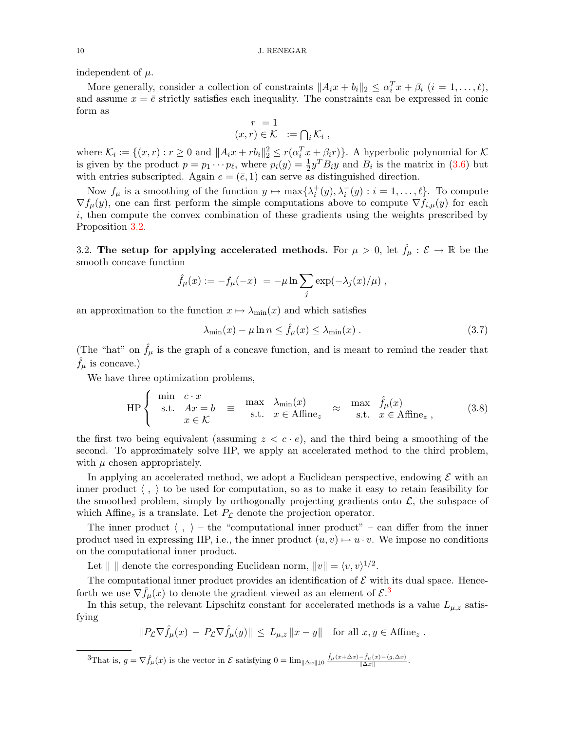independent of $\mu$.

More generally, consider a collection of constraints $\|A_i x + b_i\|_2 \leq \alpha_i^T x + \beta_i$ $(i = 1, \ldots, \ell)$, and assume $x = \bar{e}$ strictly satisfies each inequality. The constraints can be expressed in conic form as

$$\begin{aligned} r &= 1 \\ (x,r) \in \mathcal{K} &:= \textstyle\bigcap_i \mathcal{K}_i \;, \end{aligned}$$

where $\mathcal{K}_i := \{(x,r) : r \geq 0 \text{ and } \|A_i x + r b_i\|_2^2 \leq r(\alpha_i^T x + \beta_i r)\}$. A hyperbolic polynomial for $\mathcal{K}$ is given by the product $p = p_1 \cdots p_\ell$, where $p_i(y) = \frac{1}{2} y^T B_i y$ and $B_i$ is the matrix in (3.6) but with entries subscripted. Again $e = (\bar{e}, 1)$ can serve as distinguished direction.

Now $f_\mu$ is a smoothing of the function $y \mapsto \max\{\lambda_i^+(y), \lambda_i^-(y) : i = 1, \ldots, \ell\}$. To compute $\nabla f_\mu(y)$, one can first perform the simple computations above to compute $\nabla f_{i,\mu}(y)$ for each $i$, then compute the convex combination of these gradients using the weights prescribed by Proposition 3.2.

3.2. **The setup for applying accelerated methods.** For $\mu > 0$, let $\hat{f}_\mu : \mathcal{E} \to \mathbb{R}$ be the smooth concave function

$$\hat{f}_\mu(x) := -f_\mu(-x) \; = -\mu \ln \sum_j \exp(-\lambda_j(x)/\mu) \;,$$

an approximation to the function $x \mapsto \lambda_{\min}(x)$ and which satisfies

$$\lambda_{\min}(x) - \mu \ln n \leq \hat{f}_\mu(x) \leq \lambda_{\min}(x) \;. \tag{3.7}$$

(The "hat" on $\hat{f}_\mu$ is the graph of a concave function, and is meant to remind the reader that $\hat{f}_\mu$ is concave.)

We have three optimization problems,

$$\text{HP}\left\{ \begin{array}{ll} \min & c \cdot x \\ \text{s.t.} & Ax = b \\ & x \in \mathcal{K} \end{array} \right. \;\equiv\; \begin{array}{ll} \max & \lambda_{\min}(x) \\ \text{s.t.} & x \in \text{Affine}_z \end{array} \;\approx\; \begin{array}{ll} \max & \hat{f}_\mu(x) \\ \text{s.t.} & x \in \text{Affine}_z \;, \end{array} \tag{3.8}$$

the first two being equivalent (assuming $z < c \cdot e$), and the third being a smoothing of the second. To approximately solve HP, we apply an accelerated method to the third problem, with $\mu$ chosen appropriately.

In applying an accelerated method, we adopt a Euclidean perspective, endowing $\mathcal{E}$ with an inner product $\langle \;, \;\rangle$ to be used for computation, so as to make it easy to retain feasibility for the smoothed problem, simply by orthogonally projecting gradients onto $\mathcal{L}$, the subspace of which $\text{Affine}_z$ is a translate. Let $P_{\mathcal{L}}$ denote the projection operator.

The inner product $\langle \;, \;\rangle$ – the "computational inner product" – can differ from the inner product used in expressing HP, i.e., the inner product $(u,v) \mapsto u \cdot v$. We impose no conditions on the computational inner product.

Let $\| \;\|$ denote the corresponding Euclidean norm, $\|v\| = \langle v, v \rangle^{1/2}$.

The computational inner product provides an identification of $\mathcal{E}$ with its dual space. Henceforth we use $\nabla \hat{f}_\mu(x)$ to denote the gradient viewed as an element of $\mathcal{E}$.[3]

In this setup, the relevant Lipschitz constant for accelerated methods is a value $L_{\mu,z}$ satisfying

$$\|P_{\mathcal{L}} \nabla \hat{f}_\mu(x) \; - \; P_{\mathcal{L}} \nabla \hat{f}_\mu(y)\| \;\leq\; L_{\mu,z} \, \|x - y\| \quad \text{for all } x, y \in \text{Affine}_z \;.$$

[3] That is, $g = \nabla \hat{f}_\mu(x)$ is the vector in $\mathcal{E}$ satisfying $0 = \lim_{\|\Delta x\| \downarrow 0} \frac{\hat{f}_\mu(x + \Delta x) - \hat{f}_\mu(x) - \langle g, \Delta x \rangle}{\|\Delta x\|}$.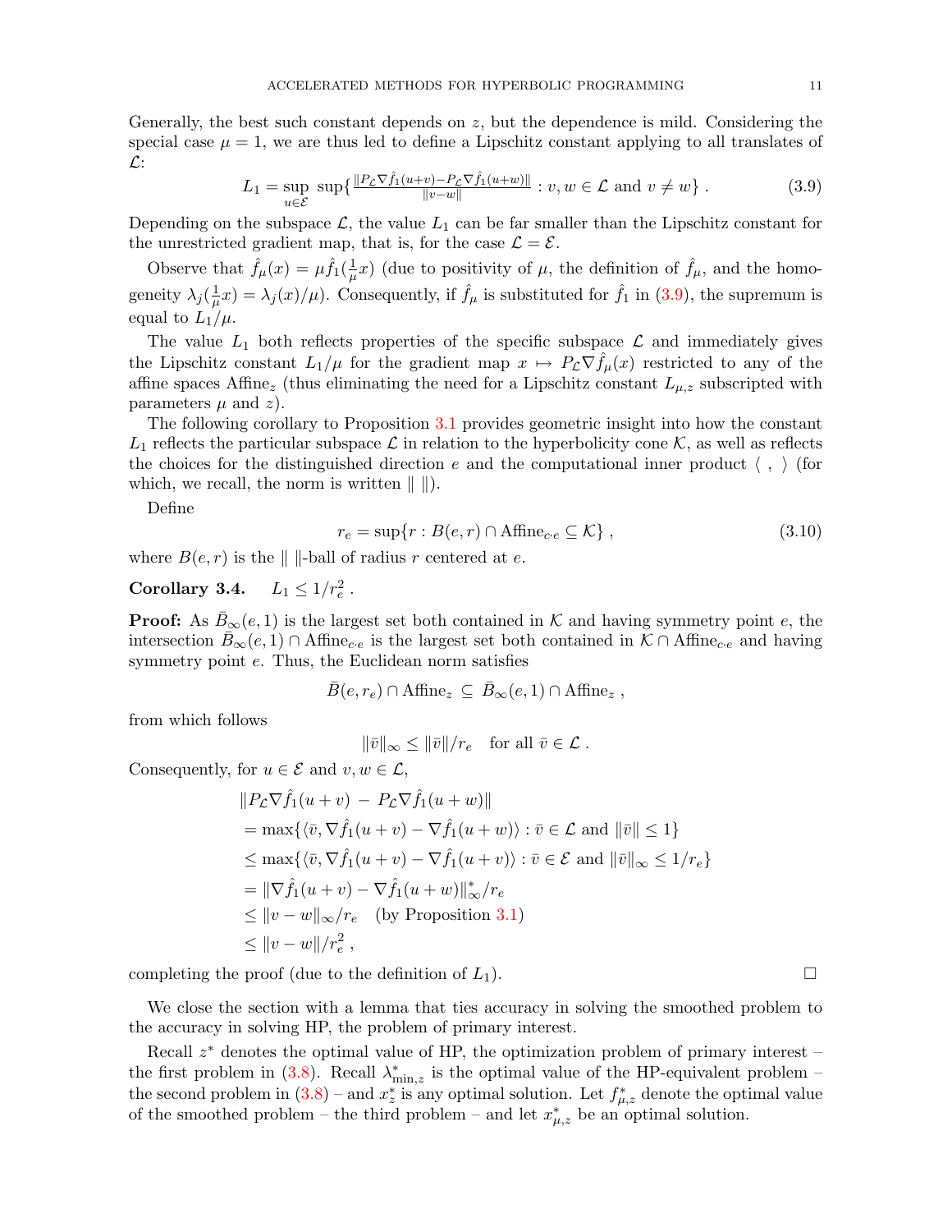Generally, the best such constant depends on $z$, but the dependence is mild. Considering the special case $\mu = 1$, we are thus led to define a Lipschitz constant applying to all translates of $\mathcal{L}$:

$$L_1 = \sup_{u \in \mathcal{E}} \sup\{ \tfrac{\|P_{\mathcal{L}} \nabla \hat{f}_1(u+v) - P_{\mathcal{L}} \nabla \hat{f}_1(u+w)\|}{\|v-w\|} : v, w \in \mathcal{L} \text{ and } v \neq w \} . \tag{3.9}$$

Depending on the subspace $\mathcal{L}$, the value $L_1$ can be far smaller than the Lipschitz constant for the unrestricted gradient map, that is, for the case $\mathcal{L} = \mathcal{E}$.

Observe that $\hat{f}_\mu(x) = \mu \hat{f}_1(\frac{1}{\mu}x)$ (due to positivity of $\mu$, the definition of $\hat{f}_\mu$, and the homogeneity $\lambda_j(\frac{1}{\mu}x) = \lambda_j(x)/\mu$). Consequently, if $\hat{f}_\mu$ is substituted for $\hat{f}_1$ in (3.9), the supremum is equal to $L_1/\mu$.

The value $L_1$ both reflects properties of the specific subspace $\mathcal{L}$ and immediately gives the Lipschitz constant $L_1/\mu$ for the gradient map $x \mapsto P_{\mathcal{L}} \nabla \hat{f}_\mu(x)$ restricted to any of the affine spaces $\text{Affine}_z$ (thus eliminating the need for a Lipschitz constant $L_{\mu,z}$ subscripted with parameters $\mu$ and $z$).

The following corollary to Proposition 3.1 provides geometric insight into how the constant $L_1$ reflects the particular subspace $\mathcal{L}$ in relation to the hyperbolicity cone $\mathcal{K}$, as well as reflects the choices for the distinguished direction $e$ and the computational inner product $\langle \ , \ \rangle$ (for which, we recall, the norm is written $\| \ \|$).

Define

$$r_e = \sup\{ r : B(e,r) \cap \text{Affine}_{c \cdot e} \subseteq \mathcal{K} \} , \tag{3.10}$$

where $B(e,r)$ is the $\| \ \|$-ball of radius $r$ centered at $e$.

**Corollary 3.4.** $\quad L_1 \leq 1/r_e^2$ .

**Proof:** As $\bar{B}_\infty(e,1)$ is the largest set both contained in $\mathcal{K}$ and having symmetry point $e$, the intersection $\bar{B}_\infty(e,1) \cap \text{Affine}_{c \cdot e}$ is the largest set both contained in $\mathcal{K} \cap \text{Affine}_{c \cdot e}$ and having symmetry point $e$. Thus, the Euclidean norm satisfies

$$\bar{B}(e, r_e) \cap \text{Affine}_z \subseteq \bar{B}_\infty(e,1) \cap \text{Affine}_z ,$$

from which follows

$$\|\bar{v}\|_\infty \leq \|\bar{v}\|/r_e \quad \text{for all } \bar{v} \in \mathcal{L} .$$

Consequently, for $u \in \mathcal{E}$ and $v, w \in \mathcal{L}$,

$$\begin{aligned}
&\|P_{\mathcal{L}} \nabla \hat{f}_1(u+v) \ - \ P_{\mathcal{L}} \nabla \hat{f}_1(u+w)\| \\
&= \max\{ \langle \bar{v}, \nabla \hat{f}_1(u+v) - \nabla \hat{f}_1(u+w) \rangle : \bar{v} \in \mathcal{L} \text{ and } \|\bar{v}\| \leq 1 \} \\
&\leq \max\{ \langle \bar{v}, \nabla \hat{f}_1(u+v) - \nabla \hat{f}_1(u+v) \rangle : \bar{v} \in \mathcal{E} \text{ and } \|\bar{v}\|_\infty \leq 1/r_e \} \\
&= \|\nabla \hat{f}_1(u+v) - \nabla \hat{f}_1(u+w)\|_\infty^* / r_e \\
&\leq \|v - w\|_\infty / r_e \quad \text{(by Proposition 3.1)} \\
&\leq \|v - w\| / r_e^2 ,
\end{aligned}$$

completing the proof (due to the definition of $L_1$). $\square$

We close the section with a lemma that ties accuracy in solving the smoothed problem to the accuracy in solving HP, the problem of primary interest.

Recall $z^*$ denotes the optimal value of HP, the optimization problem of primary interest – the first problem in (3.8). Recall $\lambda^*_{\min,z}$ is the optimal value of the HP-equivalent problem – the second problem in (3.8) – and $x^*_z$ is any optimal solution. Let $f^*_{\mu,z}$ denote the optimal value of the smoothed problem – the third problem – and let $x^*_{\mu,z}$ be an optimal solution.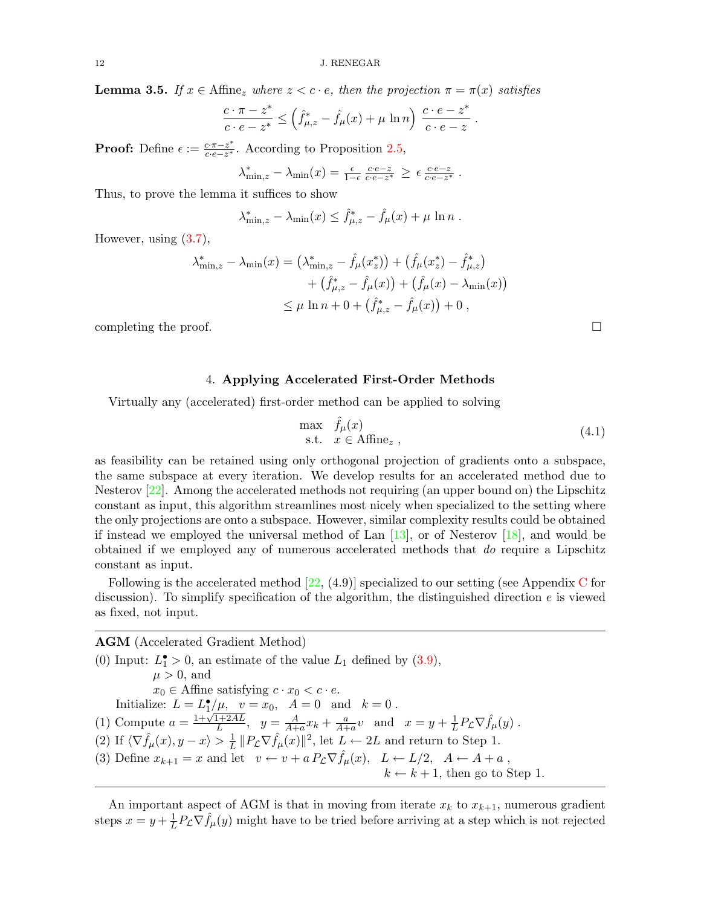**Lemma 3.5.** *If $x \in \text{Affine}_z$ where $z < c \cdot e$, then the projection $\pi = \pi(x)$ satisfies*

$$\frac{c \cdot \pi - z^*}{c \cdot e - z^*} \leq \left( \hat{f}^*_{\mu,z} - \hat{f}_\mu(x) + \mu \ln n \right) \frac{c \cdot e - z^*}{c \cdot e - z} \; .$$

**Proof:** Define $\epsilon := \frac{c \cdot \pi - z^*}{c \cdot e - z^*}$. According to Proposition 2.5,

$$\lambda^*_{\min,z} - \lambda_{\min}(x) = \tfrac{\epsilon}{1-\epsilon} \, \tfrac{c \cdot e - z}{c \cdot e - z^*} \; \geq \; \epsilon \, \tfrac{c \cdot e - z}{c \cdot e - z^*} \; .$$

Thus, to prove the lemma it suffices to show

$$\lambda^*_{\min,z} - \lambda_{\min}(x) \leq \hat{f}^*_{\mu,z} - \hat{f}_\mu(x) + \mu \ln n \; .$$

However, using (3.7),

$$\begin{aligned} \lambda^*_{\min,z} - \lambda_{\min}(x) &= \left( \lambda^*_{\min,z} - \hat{f}_\mu(x^*_z) \right) + \left( \hat{f}_\mu(x^*_z) - \hat{f}^*_{\mu,z} \right) \\ &\quad + \left( \hat{f}^*_{\mu,z} - \hat{f}_\mu(x) \right) + \left( \hat{f}_\mu(x) - \lambda_{\min}(x) \right) \\ &\leq \mu \ln n + 0 + \left( \hat{f}^*_{\mu,z} - \hat{f}_\mu(x) \right) + 0 \; , \end{aligned}$$

completing the proof. $\square$

## 4. Applying Accelerated First-Order Methods

Virtually any (accelerated) first-order method can be applied to solving

$$\begin{array}{ll} \max & \hat{f}_\mu(x) \\ \text{s.t.} & x \in \text{Affine}_z \; , \end{array} \tag{4.1}$$

as feasibility can be retained using only orthogonal projection of gradients onto a subspace, the same subspace at every iteration. We develop results for an accelerated method due to Nesterov [22]. Among the accelerated methods not requiring (an upper bound on) the Lipschitz constant as input, this algorithm streamlines most nicely when specialized to the setting where the only projections are onto a subspace. However, similar complexity results could be obtained if instead we employed the universal method of Lan [13], or of Nesterov [18], and would be obtained if we employed any of numerous accelerated methods that *do* require a Lipschitz constant as input.

Following is the accelerated method [22, (4.9)] specialized to our setting (see Appendix C for discussion). To simplify specification of the algorithm, the distinguished direction $e$ is viewed as fixed, not input.

---

**AGM** (Accelerated Gradient Method)

(0) Input: $L_1^\bullet > 0$, an estimate of the value $L_1$ defined by (3.9),
   $\mu > 0$, and
   $x_0 \in \text{Affine}$ satisfying $c \cdot x_0 < c \cdot e$.
  Initialize: $L = L_1^\bullet/\mu, \quad v = x_0, \quad A = 0 \quad \text{and} \quad k = 0 \; .$

(1) Compute $a = \frac{1 + \sqrt{1 + 2AL}}{L}, \quad y = \frac{A}{A+a} x_k + \frac{a}{A+a} v \quad \text{and} \quad x = y + \frac{1}{L} P_{\mathcal{L}} \nabla \hat{f}_\mu(y) \; .$

(2) If $\langle \nabla \hat{f}_\mu(x), y - x \rangle > \frac{1}{L} \| P_{\mathcal{L}} \nabla \hat{f}_\mu(x) \|^2$, let $L \leftarrow 2L$ and return to Step 1.

(3) Define $x_{k+1} = x$ and let $\quad v \leftarrow v + a \, P_{\mathcal{L}} \nabla \hat{f}_\mu(x), \quad L \leftarrow L/2, \quad A \leftarrow A + a \; ,$
  $k \leftarrow k + 1$, then go to Step 1.

---

An important aspect of AGM is that in moving from iterate $x_k$ to $x_{k+1}$, numerous gradient steps $x = y + \frac{1}{L} P_{\mathcal{L}} \nabla \hat{f}_\mu(y)$ might have to be tried before arriving at a step which is not rejected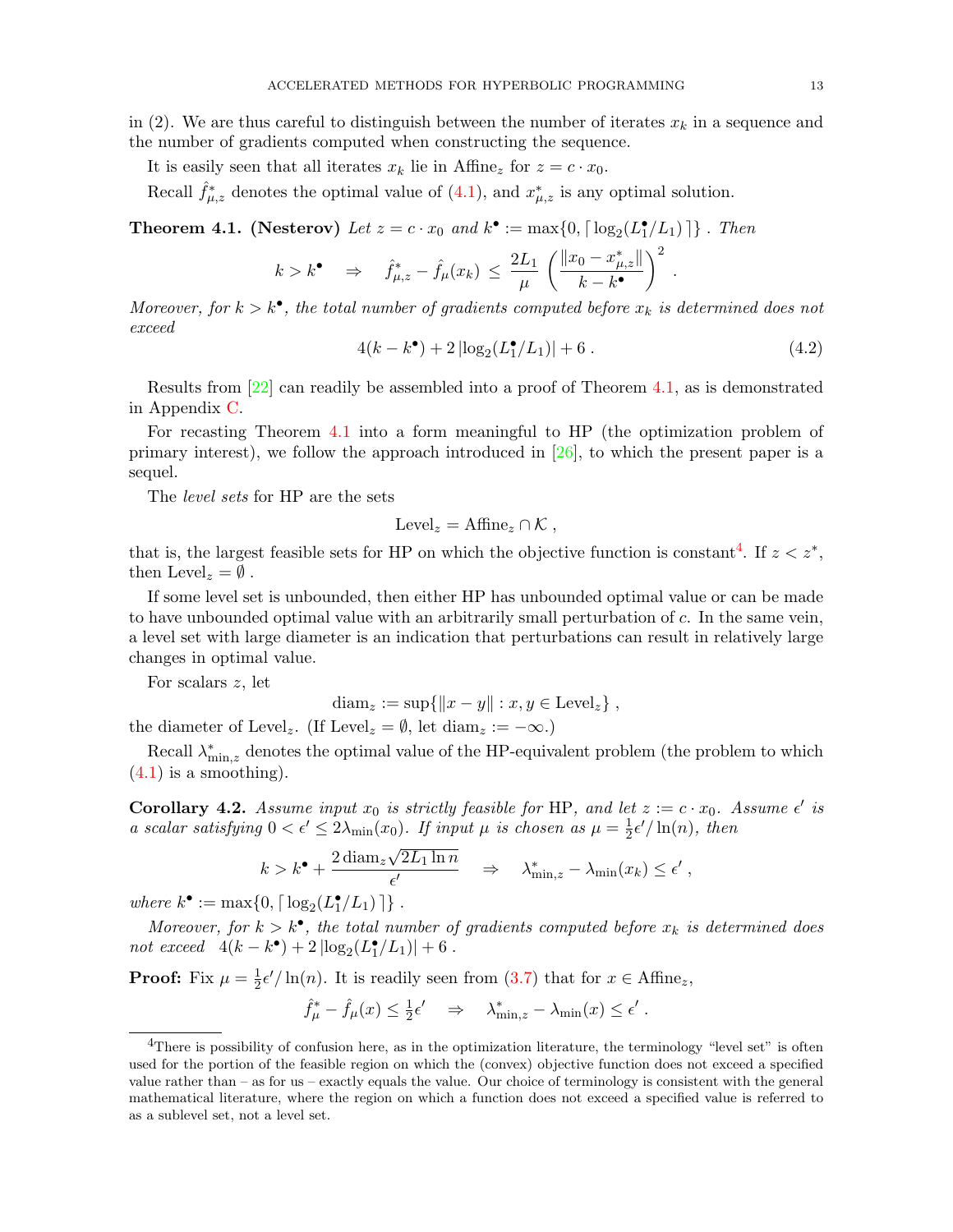in (2). We are thus careful to distinguish between the number of iterates $x_k$ in a sequence and the number of gradients computed when constructing the sequence.

It is easily seen that all iterates $x_k$ lie in $\mathrm{Affine}_z$ for $z = c \cdot x_0$.

Recall $\hat{f}^*_{\mu,z}$ denotes the optimal value of (4.1), and $x^*_{\mu,z}$ is any optimal solution.

**Theorem 4.1. (Nesterov)** *Let $z = c \cdot x_0$ and $k^\bullet := \max\{0, \lceil \log_2(L_1^\bullet/L_1) \rceil\}$ . Then*

$$k > k^\bullet \quad \Rightarrow \quad \hat{f}^*_{\mu,z} - \hat{f}_\mu(x_k) \,\le\, \frac{2L_1}{\mu} \left( \frac{\|x_0 - x^*_{\mu,z}\|}{k - k^\bullet} \right)^2 .$$

*Moreover, for $k > k^\bullet$, the total number of gradients computed before $x_k$ is determined does not exceed*

$$4(k - k^\bullet) + 2\,|\log_2(L_1^\bullet/L_1)| + 6 . \tag{4.2}$$

Results from [22] can readily be assembled into a proof of Theorem 4.1, as is demonstrated in Appendix C.

For recasting Theorem 4.1 into a form meaningful to HP (the optimization problem of primary interest), we follow the approach introduced in [26], to which the present paper is a sequel.

The *level sets* for HP are the sets

$$\mathrm{Level}_z = \mathrm{Affine}_z \cap \mathcal{K} ,$$

that is, the largest feasible sets for HP on which the objective function is constant[4]. If $z < z^*$, then $\mathrm{Level}_z = \emptyset$ .

If some level set is unbounded, then either HP has unbounded optimal value or can be made to have unbounded optimal value with an arbitrarily small perturbation of $c$. In the same vein, a level set with large diameter is an indication that perturbations can result in relatively large changes in optimal value.

For scalars $z$, let

$$\mathrm{diam}_z := \sup\{\|x - y\| : x, y \in \mathrm{Level}_z\} ,$$

the diameter of $\mathrm{Level}_z$. (If $\mathrm{Level}_z = \emptyset$, let $\mathrm{diam}_z := -\infty$.)

Recall $\lambda^*_{\min,z}$ denotes the optimal value of the HP-equivalent problem (the problem to which (4.1) is a smoothing).

**Corollary 4.2.** *Assume input $x_0$ is strictly feasible for HP, and let $z := c \cdot x_0$. Assume $\epsilon'$ is a scalar satisfying $0 < \epsilon' \le 2\lambda_{\min}(x_0)$. If input $\mu$ is chosen as $\mu = \frac{1}{2}\epsilon'/\ln(n)$, then*

$$k > k^\bullet + \frac{2\,\mathrm{diam}_z \sqrt{2L_1 \ln n}}{\epsilon'} \quad \Rightarrow \quad \lambda^*_{\min,z} - \lambda_{\min}(x_k) \le \epsilon' ,$$

*where $k^\bullet := \max\{0, \lceil \log_2(L_1^\bullet/L_1) \rceil\}$ .*

*Moreover, for $k > k^\bullet$, the total number of gradients computed before $x_k$ is determined does not exceed* $\;4(k - k^\bullet) + 2\,|\log_2(L_1^\bullet/L_1)| + 6$ .

**Proof:** Fix $\mu = \frac{1}{2}\epsilon'/\ln(n)$. It is readily seen from (3.7) that for $x \in \mathrm{Affine}_z$,

$$\hat{f}^*_\mu - \hat{f}_\mu(x) \le \tfrac{1}{2}\epsilon' \quad \Rightarrow \quad \lambda^*_{\min,z} - \lambda_{\min}(x) \le \epsilon' .$$

---

[4] There is possibility of confusion here, as in the optimization literature, the terminology "level set" is often used for the portion of the feasible region on which the (convex) objective function does not exceed a specified value rather than – as for us – exactly equals the value. Our choice of terminology is consistent with the general mathematical literature, where the region on which a function does not exceed a specified value is referred to as a sublevel set, not a level set.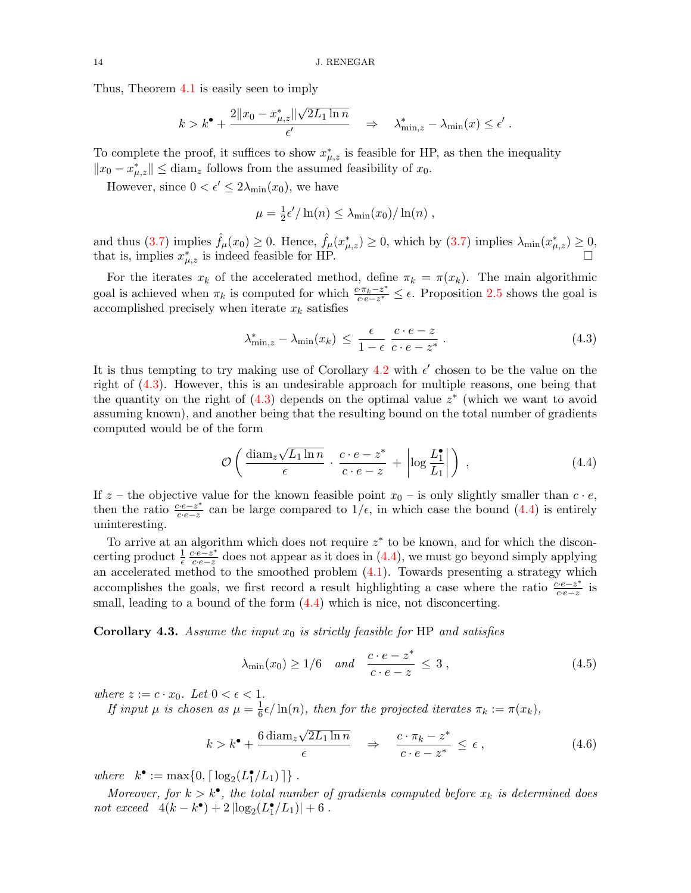Thus, Theorem 4.1 is easily seen to imply

$$k > k^{\bullet} + \frac{2\|x_0 - x^*_{\mu,z}\|\sqrt{2L_1 \ln n}}{\epsilon'} \quad \Rightarrow \quad \lambda^*_{\min,z} - \lambda_{\min}(x) \le \epsilon' \; .$$

To complete the proof, it suffices to show $x^*_{\mu,z}$ is feasible for HP, as then the inequality $\|x_0 - x^*_{\mu,z}\| \le \mathrm{diam}_z$ follows from the assumed feasibility of $x_0$.

However, since $0 < \epsilon' \le 2\lambda_{\min}(x_0)$, we have

$$\mu = \tfrac{1}{2}\epsilon'/\ln(n) \le \lambda_{\min}(x_0)/\ln(n) \; ,$$

and thus (3.7) implies $\hat{f}_\mu(x_0) \ge 0$. Hence, $\hat{f}_\mu(x^*_{\mu,z}) \ge 0$, which by (3.7) implies $\lambda_{\min}(x^*_{\mu,z}) \ge 0$, that is, implies $x^*_{\mu,z}$ is indeed feasible for HP. □

For the iterates $x_k$ of the accelerated method, define $\pi_k = \pi(x_k)$. The main algorithmic goal is achieved when $\pi_k$ is computed for which $\frac{c\cdot\pi_k - z^*}{c\cdot e - z^*} \le \epsilon$. Proposition 2.5 shows the goal is accomplished precisely when iterate $x_k$ satisfies

$$\lambda^*_{\min,z} - \lambda_{\min}(x_k) \;\le\; \frac{\epsilon}{1-\epsilon}\, \frac{c\cdot e - z}{c\cdot e - z^*} \; . \tag{4.3}$$

It is thus tempting to try making use of Corollary 4.2 with $\epsilon'$ chosen to be the value on the right of (4.3). However, this is an undesirable approach for multiple reasons, one being that the quantity on the right of (4.3) depends on the optimal value $z^*$ (which we want to avoid assuming known), and another being that the resulting bound on the total number of gradients computed would be of the form

$$\mathcal{O}\left( \frac{\mathrm{diam}_z \sqrt{L_1 \ln n}}{\epsilon} \cdot \frac{c\cdot e - z^*}{c \cdot e - z} \; + \; \left| \log \frac{L_1^{\bullet}}{L_1} \right| \right) \; , \tag{4.4}$$

If $z$ – the objective value for the known feasible point $x_0$ – is only slightly smaller than $c\cdot e$, then the ratio $\frac{c\cdot e - z^*}{c\cdot e - z}$ can be large compared to $1/\epsilon$, in which case the bound (4.4) is entirely uninteresting.

To arrive at an algorithm which does not require $z^*$ to be known, and for which the disconcerting product $\frac{1}{\epsilon}\,\frac{c\cdot e - z^*}{c\cdot e - z}$ does not appear as it does in (4.4), we must go beyond simply applying an accelerated method to the smoothed problem (4.1). Towards presenting a strategy which accomplishes the goals, we first record a result highlighting a case where the ratio $\frac{c\cdot e - z^*}{c\cdot e - z}$ is small, leading to a bound of the form (4.4) which is nice, not disconcerting.

**Corollary 4.3.** *Assume the input $x_0$ is strictly feasible for* HP *and satisfies*

$$\lambda_{\min}(x_0) \ge 1/6 \quad \textit{and} \quad \frac{c\cdot e - z^*}{c\cdot e - z} \;\le\; 3 \; , \tag{4.5}$$

*where $z := c\cdot x_0$. Let $0 < \epsilon < 1$.*

*If input $\mu$ is chosen as $\mu = \frac{1}{6}\epsilon/\ln(n)$, then for the projected iterates $\pi_k := \pi(x_k)$,*

$$k > k^{\bullet} + \frac{6\,\mathrm{diam}_z \sqrt{2L_1 \ln n}}{\epsilon} \quad \Rightarrow \quad \frac{c\cdot \pi_k - z^*}{c\cdot e - z^*} \;\le\; \epsilon \; , \tag{4.6}$$

*where* $\;k^{\bullet} := \max\{0, \lceil \log_2(L_1^{\bullet}/L_1) \rceil\}$ .

*Moreover, for $k > k^{\bullet}$, the total number of gradients computed before $x_k$ is determined does not exceed* $\;4(k - k^{\bullet}) + 2\,|\log_2(L_1^{\bullet}/L_1)| + 6$ .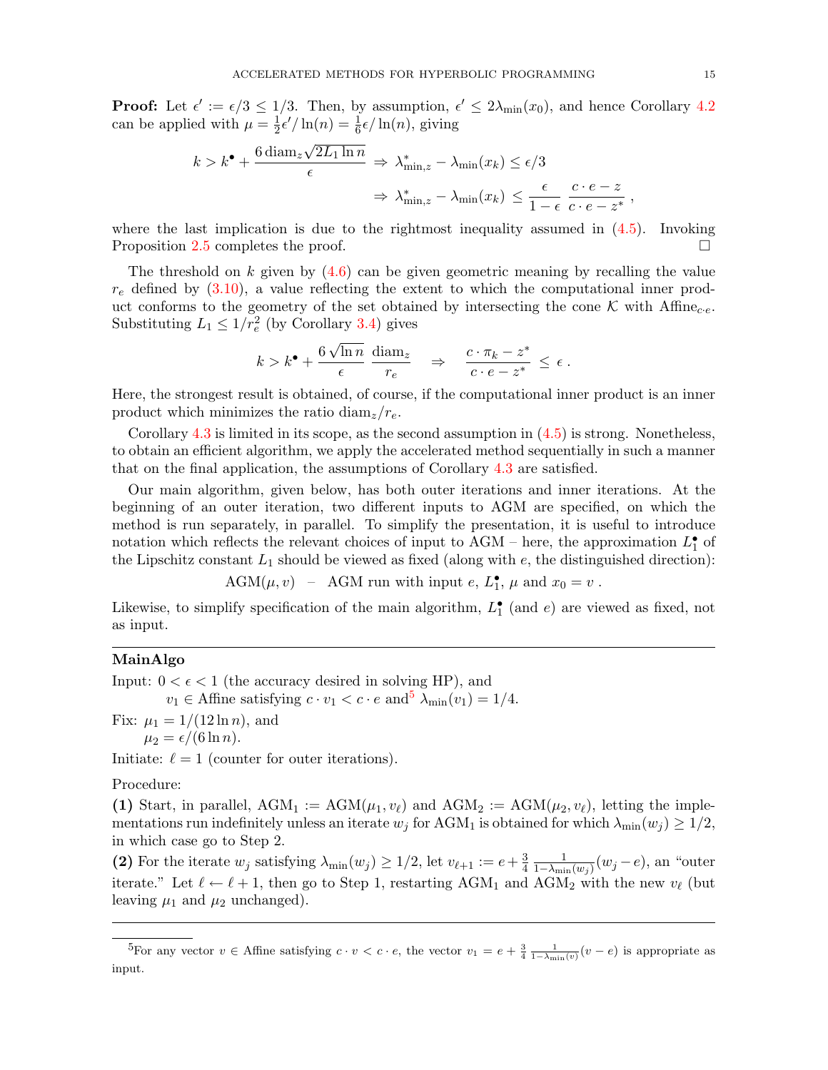**Proof:** Let $\epsilon' := \epsilon/3 \leq 1/3$. Then, by assumption, $\epsilon' \leq 2\lambda_{\min}(x_0)$, and hence Corollary 4.2 can be applied with $\mu = \frac{1}{2}\epsilon'/\ln(n) = \frac{1}{6}\epsilon/\ln(n)$, giving

$$k > k^\bullet + \frac{6\,\mathrm{diam}_z\sqrt{2L_1\ln n}}{\epsilon} \;\Rightarrow\; \lambda^*_{\min,z} - \lambda_{\min}(x_k) \leq \epsilon/3$$

$$\Rightarrow\; \lambda^*_{\min,z} - \lambda_{\min}(x_k) \leq \frac{\epsilon}{1-\epsilon}\,\frac{c\cdot e - z}{c\cdot e - z^*}\,,$$

where the last implication is due to the rightmost inequality assumed in (4.5). Invoking Proposition 2.5 completes the proof. $\square$

The threshold on $k$ given by (4.6) can be given geometric meaning by recalling the value $r_e$ defined by (3.10), a value reflecting the extent to which the computational inner product conforms to the geometry of the set obtained by intersecting the cone $\mathcal{K}$ with $\mathrm{Affine}_{c\cdot e}$. Substituting $L_1 \leq 1/r_e^2$ (by Corollary 3.4) gives

$$k > k^\bullet + \frac{6\sqrt{\ln n}}{\epsilon}\,\frac{\mathrm{diam}_z}{r_e} \quad\Rightarrow\quad \frac{c\cdot \pi_k - z^*}{c\cdot e - z^*} \leq \epsilon\,.$$

Here, the strongest result is obtained, of course, if the computational inner product is an inner product which minimizes the ratio $\mathrm{diam}_z/r_e$.

Corollary 4.3 is limited in its scope, as the second assumption in (4.5) is strong. Nonetheless, to obtain an efficient algorithm, we apply the accelerated method sequentially in such a manner that on the final application, the assumptions of Corollary 4.3 are satisfied.

Our main algorithm, given below, has both outer iterations and inner iterations. At the beginning of an outer iteration, two different inputs to AGM are specified, on which the method is run separately, in parallel. To simplify the presentation, it is useful to introduce notation which reflects the relevant choices of input to AGM – here, the approximation $L_1^\bullet$ of the Lipschitz constant $L_1$ should be viewed as fixed (along with $e$, the distinguished direction):

$$\mathrm{AGM}(\mu, v) \quad \text{–} \quad \text{AGM run with input } e,\ L_1^\bullet,\ \mu \text{ and } x_0 = v\,.$$

Likewise, to simplify specification of the main algorithm, $L_1^\bullet$ (and $e$) are viewed as fixed, not as input.

---

**MainAlgo**

Input: $0 < \epsilon < 1$ (the accuracy desired in solving HP), and
$v_1 \in \mathrm{Affine}$ satisfying $c \cdot v_1 < c \cdot e$ and[5] $\lambda_{\min}(v_1) = 1/4$.

Fix: $\mu_1 = 1/(12\ln n)$, and
$\mu_2 = \epsilon/(6\ln n)$.

Initiate: $\ell = 1$ (counter for outer iterations).

Procedure:

**(1)** Start, in parallel, $\mathrm{AGM}_1 := \mathrm{AGM}(\mu_1, v_\ell)$ and $\mathrm{AGM}_2 := \mathrm{AGM}(\mu_2, v_\ell)$, letting the implementations run indefinitely unless an iterate $w_j$ for $\mathrm{AGM}_1$ is obtained for which $\lambda_{\min}(w_j) \geq 1/2$, in which case go to Step 2.

**(2)** For the iterate $w_j$ satisfying $\lambda_{\min}(w_j) \geq 1/2$, let $v_{\ell+1} := e + \frac{3}{4}\,\frac{1}{1-\lambda_{\min}(w_j)}(w_j - e)$, an "outer iterate." Let $\ell \leftarrow \ell + 1$, then go to Step 1, restarting $\mathrm{AGM}_1$ and $\mathrm{AGM}_2$ with the new $v_\ell$ (but leaving $\mu_1$ and $\mu_2$ unchanged).

---

[5] For any vector $v \in \mathrm{Affine}$ satisfying $c \cdot v < c \cdot e$, the vector $v_1 = e + \frac{3}{4}\,\frac{1}{1-\lambda_{\min}(v)}(v - e)$ is appropriate as input.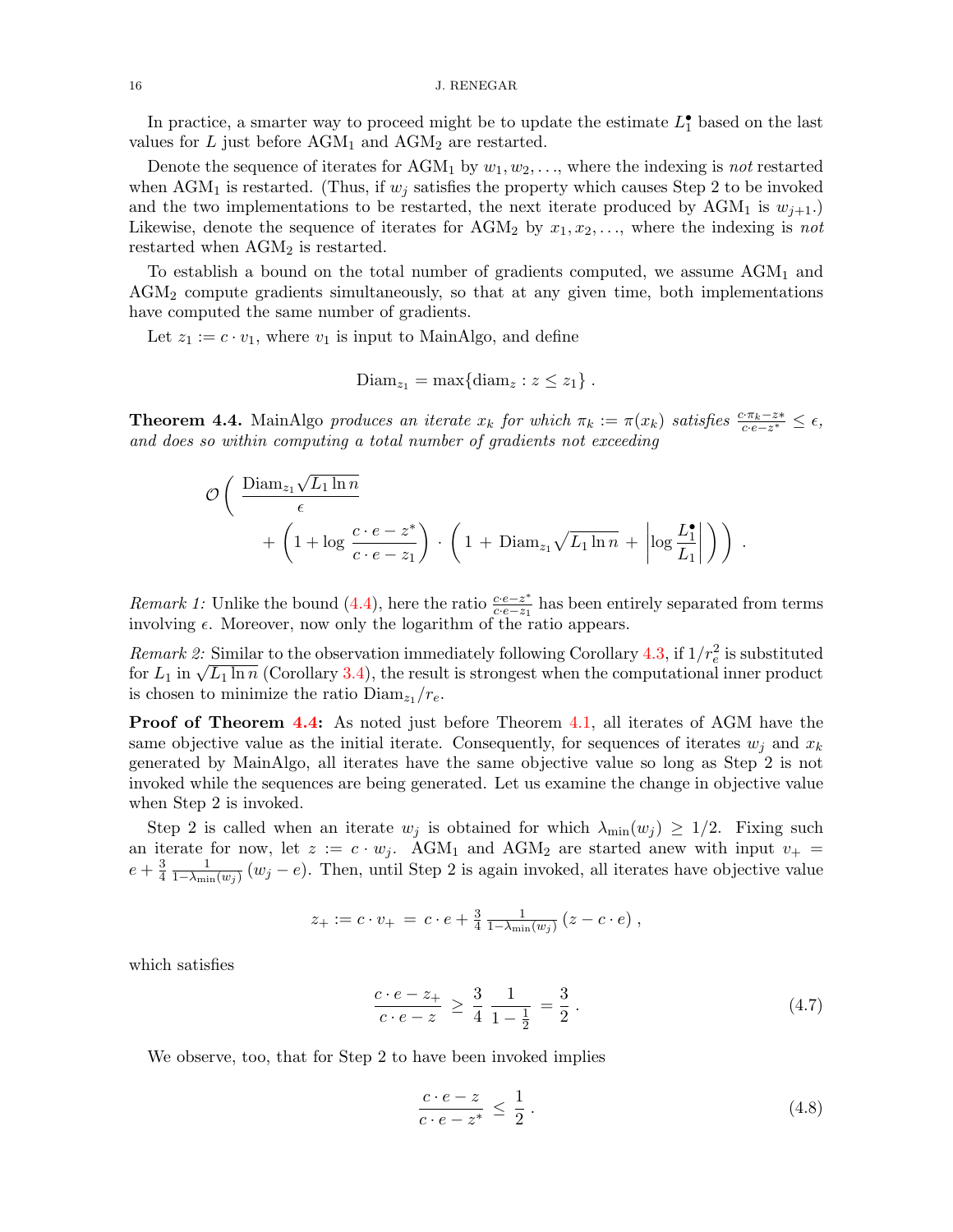In practice, a smarter way to proceed might be to update the estimate $L_1^\bullet$ based on the last values for $L$ just before $\mathrm{AGM}_1$ and $\mathrm{AGM}_2$ are restarted.

Denote the sequence of iterates for $\mathrm{AGM}_1$ by $w_1, w_2, \ldots$, where the indexing is *not* restarted when $\mathrm{AGM}_1$ is restarted. (Thus, if $w_j$ satisfies the property which causes Step 2 to be invoked and the two implementations to be restarted, the next iterate produced by $\mathrm{AGM}_1$ is $w_{j+1}$.) Likewise, denote the sequence of iterates for $\mathrm{AGM}_2$ by $x_1, x_2, \ldots$, where the indexing is *not* restarted when $\mathrm{AGM}_2$ is restarted.

To establish a bound on the total number of gradients computed, we assume $\mathrm{AGM}_1$ and $\mathrm{AGM}_2$ compute gradients simultaneously, so that at any given time, both implementations have computed the same number of gradients.

Let $z_1 := c \cdot v_1$, where $v_1$ is input to MainAlgo, and define

$$\mathrm{Diam}_{z_1} = \max\{ \mathrm{diam}_z : z \leq z_1 \} \, .$$

**Theorem 4.4.** MainAlgo *produces an iterate $x_k$ for which $\pi_k := \pi(x_k)$ satisfies $\frac{c \cdot \pi_k - z*}{c \cdot e - z^*} \leq \epsilon$, and does so within computing a total number of gradients not exceeding*

$$\mathcal{O}\Bigg( \, \frac{\mathrm{Diam}_{z_1} \sqrt{L_1 \ln n}}{\epsilon} + \left( 1 + \log \frac{c \cdot e - z^*}{c \cdot e - z_1} \right) \cdot \left( \, 1 \, + \, \mathrm{Diam}_{z_1} \sqrt{L_1 \ln n} \, + \, \left| \log \frac{L_1^\bullet}{L_1} \right| \, \right) \Bigg) \, .$$

*Remark 1:* Unlike the bound (4.4), here the ratio $\frac{c \cdot e - z^*}{c \cdot e - z_1}$ has been entirely separated from terms involving $\epsilon$. Moreover, now only the logarithm of the ratio appears.

*Remark 2:* Similar to the observation immediately following Corollary 4.3, if $1/r_e^2$ is substituted for $L_1$ in $\sqrt{L_1 \ln n}$ (Corollary 3.4), the result is strongest when the computational inner product is chosen to minimize the ratio $\mathrm{Diam}_{z_1}/r_e$.

**Proof of Theorem 4.4:** As noted just before Theorem 4.1, all iterates of AGM have the same objective value as the initial iterate. Consequently, for sequences of iterates $w_j$ and $x_k$ generated by MainAlgo, all iterates have the same objective value so long as Step 2 is not invoked while the sequences are being generated. Let us examine the change in objective value when Step 2 is invoked.

Step 2 is called when an iterate $w_j$ is obtained for which $\lambda_{\min}(w_j) \geq 1/2$. Fixing such an iterate for now, let $z := c \cdot w_j$. $\mathrm{AGM}_1$ and $\mathrm{AGM}_2$ are started anew with input $v_+ = e + \frac{3}{4} \frac{1}{1 - \lambda_{\min}(w_j)} (w_j - e)$. Then, until Step 2 is again invoked, all iterates have objective value

$$z_+ := c \cdot v_+ \, = \, c \cdot e + \tfrac{3}{4} \tfrac{1}{1 - \lambda_{\min}(w_j)} \, (z - c \cdot e) \, ,$$

which satisfies

$$\frac{c \cdot e - z_+}{c \cdot e - z} \, \geq \, \frac{3}{4} \, \frac{1}{1 - \frac{1}{2}} \, = \frac{3}{2} \, . \tag{4.7}$$

We observe, too, that for Step 2 to have been invoked implies

$$\frac{c \cdot e - z}{c \cdot e - z^*} \, \leq \, \frac{1}{2} \, . \tag{4.8}$$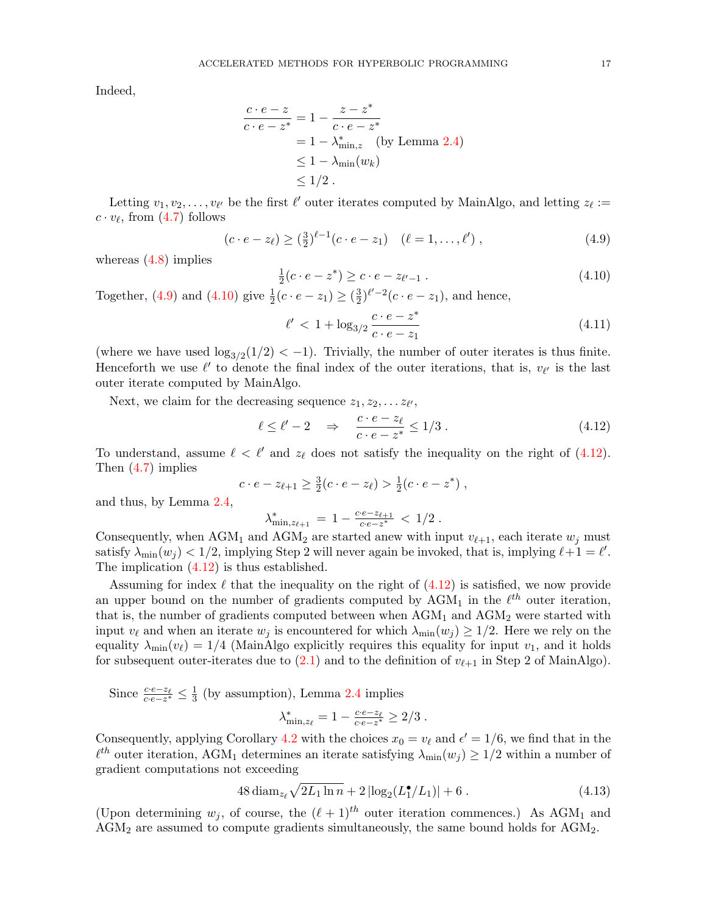Indeed,

$$\begin{aligned}
\frac{c \cdot e - z}{c \cdot e - z^*} &= 1 - \frac{z - z^*}{c \cdot e - z^*} \\
&= 1 - \lambda^*_{\min,z} \quad \text{(by Lemma 2.4)} \\
&\leq 1 - \lambda_{\min}(w_k) \\
&\leq 1/2 \; .
\end{aligned}$$

Letting $v_1, v_2, \ldots, v_{\ell'}$ be the first $\ell'$ outer iterates computed by MainAlgo, and letting $z_\ell := c \cdot v_\ell$, from (4.7) follows

$$(c \cdot e - z_\ell) \geq (\tfrac{3}{2})^{\ell - 1}(c \cdot e - z_1) \quad (\ell = 1, \ldots, \ell') \; , \tag{4.9}$$

whereas (4.8) implies

$$\tfrac{1}{2}(c \cdot e - z^*) \geq c \cdot e - z_{\ell' - 1} \; . \tag{4.10}$$

Together, (4.9) and (4.10) give $\frac{1}{2}(c \cdot e - z_1) \geq (\frac{3}{2})^{\ell' - 2}(c \cdot e - z_1)$, and hence,

$$\ell' \; < \; 1 + \log_{3/2} \frac{c \cdot e - z^*}{c \cdot e - z_1} \tag{4.11}$$

(where we have used $\log_{3/2}(1/2) < -1$). Trivially, the number of outer iterates is thus finite. Henceforth we use $\ell'$ to denote the final index of the outer iterations, that is, $v_{\ell'}$ is the last outer iterate computed by MainAlgo.

Next, we claim for the decreasing sequence $z_1, z_2, \ldots z_{\ell'}$,

$$\ell \leq \ell' - 2 \quad \Rightarrow \quad \frac{c \cdot e - z_\ell}{c \cdot e - z^*} \leq 1/3 \; . \tag{4.12}$$

To understand, assume $\ell < \ell'$ and $z_\ell$ does not satisfy the inequality on the right of (4.12). Then (4.7) implies

$$c \cdot e - z_{\ell+1} \geq \tfrac{3}{2}(c \cdot e - z_\ell) > \tfrac{1}{2}(c \cdot e - z^*) \; ,$$

and thus, by Lemma 2.4,

$$\lambda^*_{\min, z_{\ell+1}} \; = \; 1 - \tfrac{c \cdot e - z_{\ell+1}}{c \cdot e - z^*} \; < \; 1/2 \; .$$

Consequently, when $\text{AGM}_1$ and $\text{AGM}_2$ are started anew with input $v_{\ell+1}$, each iterate $w_j$ must satisfy $\lambda_{\min}(w_j) < 1/2$, implying Step 2 will never again be invoked, that is, implying $\ell + 1 = \ell'$. The implication (4.12) is thus established.

Assuming for index $\ell$ that the inequality on the right of (4.12) is satisfied, we now provide an upper bound on the number of gradients computed by $\text{AGM}_1$ in the $\ell^{th}$ outer iteration, that is, the number of gradients computed between when $\text{AGM}_1$ and $\text{AGM}_2$ were started with input $v_\ell$ and when an iterate $w_j$ is encountered for which $\lambda_{\min}(w_j) \geq 1/2$. Here we rely on the equality $\lambda_{\min}(v_\ell) = 1/4$ (MainAlgo explicitly requires this equality for input $v_1$, and it holds for subsequent outer-iterates due to (2.1) and to the definition of $v_{\ell+1}$ in Step 2 of MainAlgo).

Since $\frac{c \cdot e - z_\ell}{c \cdot e - z^*} \leq \frac{1}{3}$ (by assumption), Lemma 2.4 implies

$$\lambda^*_{\min, z_\ell} = 1 - \tfrac{c \cdot e - z_\ell}{c \cdot e - z^*} \geq 2/3 \; .$$

Consequently, applying Corollary 4.2 with the choices $x_0 = v_\ell$ and $\epsilon' = 1/6$, we find that in the $\ell^{th}$ outer iteration, $\text{AGM}_1$ determines an iterate satisfying $\lambda_{\min}(w_j) \geq 1/2$ within a number of gradient computations not exceeding

$$48 \, \text{diam}_{z_\ell} \sqrt{2 L_1 \ln n} + 2 \, |\log_2(L_1^\bullet / L_1)| + 6 \; . \tag{4.13}$$

(Upon determining $w_j$, of course, the $(\ell + 1)^{th}$ outer iteration commences.) As $\text{AGM}_1$ and $\text{AGM}_2$ are assumed to compute gradients simultaneously, the same bound holds for $\text{AGM}_2$.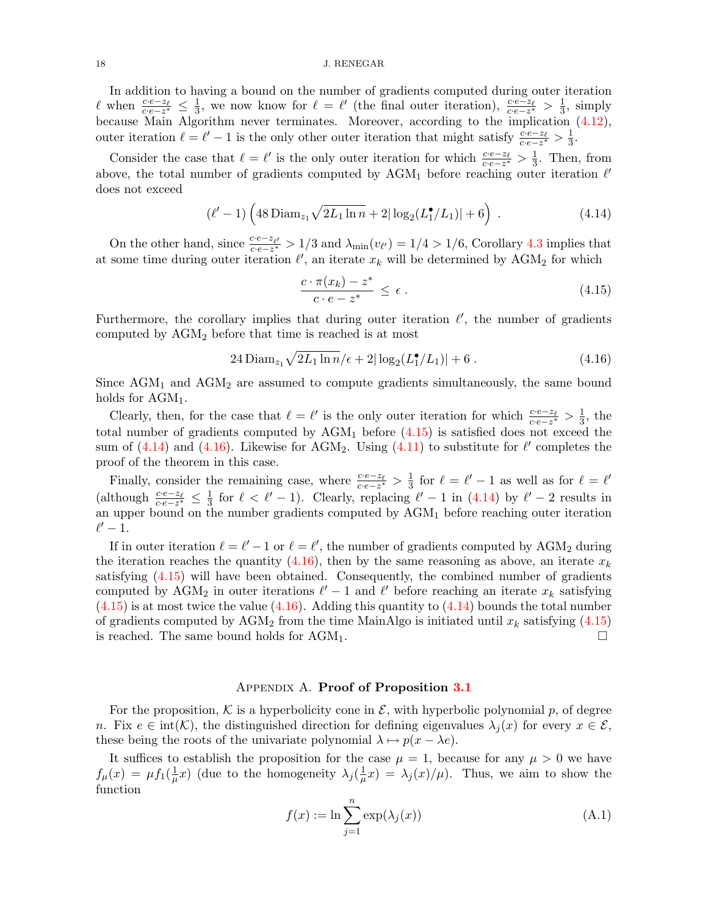In addition to having a bound on the number of gradients computed during outer iteration $\ell$ when $\frac{c \cdot e - z_\ell}{c \cdot e - z^*} \leq \frac{1}{3}$, we now know for $\ell = \ell'$ (the final outer iteration), $\frac{c \cdot e - z_\ell}{c \cdot e - z^*} > \frac{1}{3}$, simply because Main Algorithm never terminates. Moreover, according to the implication (4.12), outer iteration $\ell = \ell' - 1$ is the only other outer iteration that might satisfy $\frac{c \cdot e - z_\ell}{c \cdot e - z^*} > \frac{1}{3}$.

Consider the case that $\ell = \ell'$ is the only outer iteration for which $\frac{c \cdot e - z_\ell}{c \cdot e - z^*} > \frac{1}{3}$. Then, from above, the total number of gradients computed by $\mathrm{AGM}_1$ before reaching outer iteration $\ell'$ does not exceed

$$(\ell' - 1) \left( 48 \, \mathrm{Diam}_{z_1} \sqrt{2 L_1 \ln n} + 2 |\log_2(L_1^\bullet / L_1)| + 6 \right) \; . \tag{4.14}$$

On the other hand, since $\frac{c \cdot e - z_{\ell'}}{c \cdot e - z^*} > 1/3$ and $\lambda_{\min}(v_{\ell'}) = 1/4 > 1/6$, Corollary 4.3 implies that at some time during outer iteration $\ell'$, an iterate $x_k$ will be determined by $\mathrm{AGM}_2$ for which

$$\frac{c \cdot \pi(x_k) - z^*}{c \cdot e - z^*} \leq \epsilon \; . \tag{4.15}$$

Furthermore, the corollary implies that during outer iteration $\ell'$, the number of gradients computed by $\mathrm{AGM}_2$ before that time is reached is at most

$$24 \, \mathrm{Diam}_{z_1} \sqrt{2 L_1 \ln n} / \epsilon + 2 |\log_2(L_1^\bullet / L_1)| + 6 \; . \tag{4.16}$$

Since $\mathrm{AGM}_1$ and $\mathrm{AGM}_2$ are assumed to compute gradients simultaneously, the same bound holds for $\mathrm{AGM}_1$.

Clearly, then, for the case that $\ell = \ell'$ is the only outer iteration for which $\frac{c \cdot e - z_\ell}{c \cdot e - z^*} > \frac{1}{3}$, the total number of gradients computed by $\mathrm{AGM}_1$ before (4.15) is satisfied does not exceed the sum of (4.14) and (4.16). Likewise for $\mathrm{AGM}_2$. Using (4.11) to substitute for $\ell'$ completes the proof of the theorem in this case.

Finally, consider the remaining case, where $\frac{c \cdot e - z_\ell}{c \cdot e - z^*} > \frac{1}{3}$ for $\ell = \ell' - 1$ as well as for $\ell = \ell'$ (although $\frac{c \cdot e - z_\ell}{c \cdot e - z^*} \leq \frac{1}{3}$ for $\ell < \ell' - 1$). Clearly, replacing $\ell' - 1$ in (4.14) by $\ell' - 2$ results in an upper bound on the number gradients computed by $\mathrm{AGM}_1$ before reaching outer iteration $\ell' - 1$.

If in outer iteration $\ell = \ell' - 1$ or $\ell = \ell'$, the number of gradients computed by $\mathrm{AGM}_2$ during the iteration reaches the quantity (4.16), then by the same reasoning as above, an iterate $x_k$ satisfying (4.15) will have been obtained. Consequently, the combined number of gradients computed by $\mathrm{AGM}_2$ in outer iterations $\ell' - 1$ and $\ell'$ before reaching an iterate $x_k$ satisfying (4.15) is at most twice the value (4.16). Adding this quantity to (4.14) bounds the total number of gradients computed by $\mathrm{AGM}_2$ from the time MainAlgo is initiated until $x_k$ satisfying (4.15) is reached. The same bound holds for $\mathrm{AGM}_1$. □

## Appendix A. **Proof of Proposition 3.1**

For the proposition, $\mathcal{K}$ is a hyperbolicity cone in $\mathcal{E}$, with hyperbolic polynomial $p$, of degree $n$. Fix $e \in \mathrm{int}(\mathcal{K})$, the distinguished direction for defining eigenvalues $\lambda_j(x)$ for every $x \in \mathcal{E}$, these being the roots of the univariate polynomial $\lambda \mapsto p(x - \lambda e)$.

It suffices to establish the proposition for the case $\mu = 1$, because for any $\mu > 0$ we have $f_\mu(x) = \mu f_1(\frac{1}{\mu} x)$ (due to the homogeneity $\lambda_j(\frac{1}{\mu} x) = \lambda_j(x)/\mu$). Thus, we aim to show the function

$$f(x) := \ln \sum_{j=1}^{n} \exp(\lambda_j(x)) \tag{A.1}$$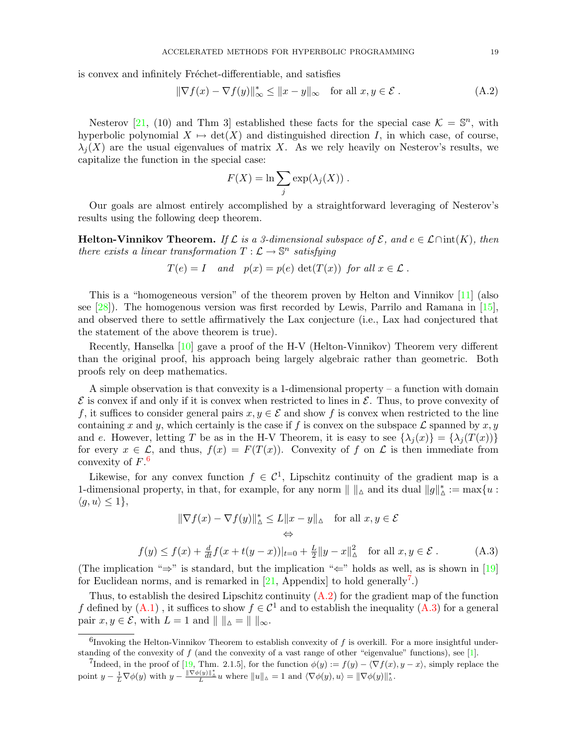is convex and infinitely Fréchet-differentiable, and satisfies

$$\|\nabla f(x) - \nabla f(y)\|_\infty^* \le \|x - y\|_\infty \quad \text{for all } x, y \in \mathcal{E} \; . \tag{A.2}$$

Nesterov [21, (10) and Thm 3] established these facts for the special case $\mathcal{K} = \mathbb{S}^n$, with hyperbolic polynomial $X \mapsto \det(X)$ and distinguished direction $I$, in which case, of course, $\lambda_j(X)$ are the usual eigenvalues of matrix $X$. As we rely heavily on Nesterov's results, we capitalize the function in the special case:

$$F(X) = \ln \sum_j \exp(\lambda_j(X)) \; .$$

Our goals are almost entirely accomplished by a straightforward leveraging of Nesterov's results using the following deep theorem.

**Helton-Vinnikov Theorem.** *If $\mathcal{L}$ is a 3-dimensional subspace of $\mathcal{E}$, and $e \in \mathcal{L} \cap \mathrm{int}(K)$, then there exists a linear transformation $T : \mathcal{L} \to \mathbb{S}^n$ satisfying*

$$T(e) = I \quad \textit{and} \quad p(x) = p(e) \, \det(T(x)) \; \textit{for all } x \in \mathcal{L} \; .$$

This is a "homogeneous version" of the theorem proven by Helton and Vinnikov [11] (also see [28]). The homogenous version was first recorded by Lewis, Parrilo and Ramana in [15], and observed there to settle affirmatively the Lax conjecture (i.e., Lax had conjectured that the statement of the above theorem is true).

Recently, Hanselka [10] gave a proof of the H-V (Helton-Vinnikov) Theorem very different than the original proof, his approach being largely algebraic rather than geometric. Both proofs rely on deep mathematics.

A simple observation is that convexity is a 1-dimensional property – a function with domain $\mathcal{E}$ is convex if and only if it is convex when restricted to lines in $\mathcal{E}$. Thus, to prove convexity of $f$, it suffices to consider general pairs $x, y \in \mathcal{E}$ and show $f$ is convex when restricted to the line containing $x$ and $y$, which certainly is the case if $f$ is convex on the subspace $\mathcal{L}$ spanned by $x, y$ and $e$. However, letting $T$ be as in the H-V Theorem, it is easy to see $\{\lambda_j(x)\} = \{\lambda_j(T(x))\}$ for every $x \in \mathcal{L}$, and thus, $f(x) = F(T(x))$. Convexity of $f$ on $\mathcal{L}$ is then immediate from convexity of $F$.[6]

Likewise, for any convex function $f \in \mathcal{C}^1$, Lipschitz continuity of the gradient map is a 1-dimensional property, in that, for example, for any norm $\| \; \|_\vartriangle$ and its dual $\|g\|_\vartriangle^* := \max\{u : \langle g, u \rangle \le 1\}$,

$$\|\nabla f(x) - \nabla f(y)\|_\vartriangle^* \le L \|x - y\|_\vartriangle \quad \text{for all } x, y \in \mathcal{E}$$
$$\Leftrightarrow$$
$$f(y) \le f(x) + \tfrac{d}{dt} f(x + t(y-x))|_{t=0} + \tfrac{L}{2} \|y - x\|_\vartriangle^2 \quad \text{for all } x, y \in \mathcal{E} \; . \tag{A.3}$$

(The implication "$\Rightarrow$" is standard, but the implication "$\Leftarrow$" holds as well, as is shown in [19] for Euclidean norms, and is remarked in [21, Appendix] to hold generally[7].)

Thus, to establish the desired Lipschitz continuity (A.2) for the gradient map of the function $f$ defined by (A.1) , it suffices to show $f \in \mathcal{C}^1$ and to establish the inequality (A.3) for a general pair $x, y \in \mathcal{E}$, with $L = 1$ and $\| \; \|_\vartriangle = \| \; \|_\infty$.

---

[6] Invoking the Helton-Vinnikov Theorem to establish convexity of $f$ is overkill. For a more insightful understanding of the convexity of $f$ (and the convexity of a vast range of other "eigenvalue" functions), see [1].

[7] Indeed, in the proof of [19, Thm. 2.1.5], for the function $\phi(y) := f(y) - \langle \nabla f(x), y - x \rangle$, simply replace the point $y - \frac{1}{L} \nabla \phi(y)$ with $y - \frac{\|\nabla \phi(y)\|_\vartriangle^*}{L} u$ where $\|u\|_\vartriangle = 1$ and $\langle \nabla \phi(y), u \rangle = \|\nabla \phi(y)\|_\vartriangle^*$.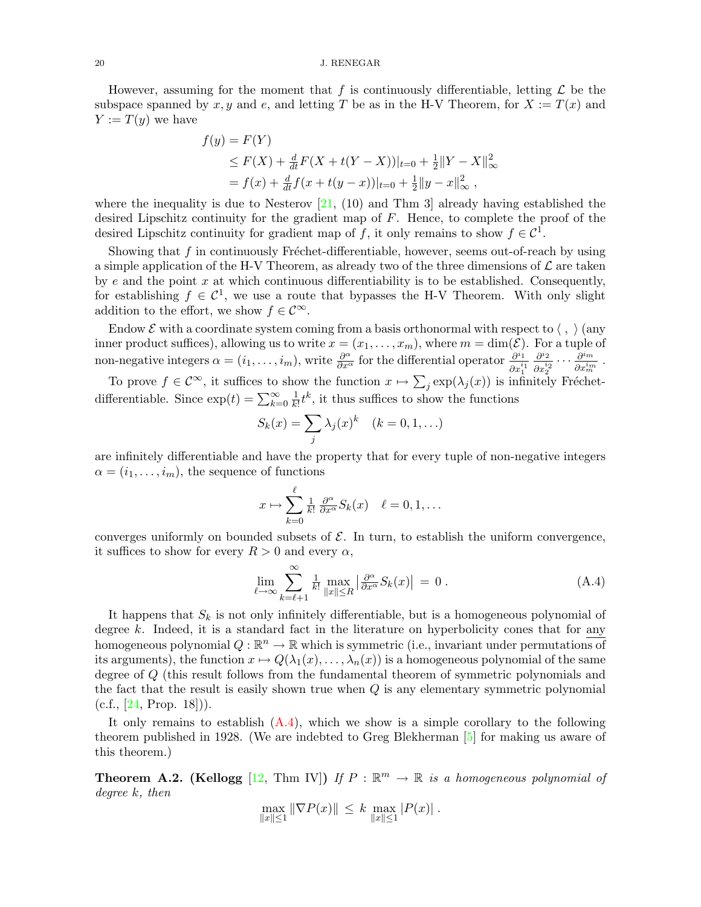However, assuming for the moment that $f$ is continuously differentiable, letting $\mathcal{L}$ be the subspace spanned by $x, y$ and $e$, and letting $T$ be as in the H-V Theorem, for $X := T(x)$ and $Y := T(y)$ we have

$$
\begin{aligned}
f(y) &= F(Y) \\
&\leq F(X) + \tfrac{d}{dt} F(X + t(Y-X))|_{t=0} + \tfrac{1}{2}\|Y - X\|_\infty^2 \\
&= f(x) + \tfrac{d}{dt} f(x + t(y-x))|_{t=0} + \tfrac{1}{2}\|y - x\|_\infty^2 \,,
\end{aligned}
$$

where the inequality is due to Nesterov [21, (10) and Thm 3] already having established the desired Lipschitz continuity for the gradient map of $F$. Hence, to complete the proof of the desired Lipschitz continuity for gradient map of $f$, it only remains to show $f \in \mathcal{C}^1$.

Showing that $f$ in continuously Fréchet-differentiable, however, seems out-of-reach by using a simple application of the H-V Theorem, as already two of the three dimensions of $\mathcal{L}$ are taken by $e$ and the point $x$ at which continuous differentiability is to be established. Consequently, for establishing $f \in \mathcal{C}^1$, we use a route that bypasses the H-V Theorem. With only slight addition to the effort, we show $f \in \mathcal{C}^\infty$.

Endow $\mathcal{E}$ with a coordinate system coming from a basis orthonormal with respect to $\langle \, , \, \rangle$ (any inner product suffices), allowing us to write $x = (x_1, \ldots, x_m)$, where $m = \dim(\mathcal{E})$. For a tuple of non-negative integers $\alpha = (i_1, \ldots, i_m)$, write $\frac{\partial^\alpha}{\partial x^\alpha}$ for the differential operator $\frac{\partial^{i_1}}{\partial x_1^{i_1}} \frac{\partial^{i_2}}{\partial x_2^{i_2}} \cdots \frac{\partial^{i_m}}{\partial x_m^{i_m}}$.

To prove $f \in \mathcal{C}^\infty$, it suffices to show the function $x \mapsto \sum_j \exp(\lambda_j(x))$ is infinitely Fréchet-differentiable. Since $\exp(t) = \sum_{k=0}^\infty \frac{1}{k!} t^k$, it thus suffices to show the functions

$$
S_k(x) = \sum_j \lambda_j(x)^k \quad (k = 0, 1, \ldots)
$$

are infinitely differentiable and have the property that for every tuple of non-negative integers $\alpha = (i_1, \ldots, i_m)$, the sequence of functions

$$
x \mapsto \sum_{k=0}^{\ell} \tfrac{1}{k!} \tfrac{\partial^\alpha}{\partial x^\alpha} S_k(x) \quad \ell = 0, 1, \ldots
$$

converges uniformly on bounded subsets of $\mathcal{E}$. In turn, to establish the uniform convergence, it suffices to show for every $R > 0$ and every $\alpha$,

$$
\lim_{\ell \to \infty} \sum_{k=\ell+1}^{\infty} \tfrac{1}{k!} \max_{\|x\| \leq R} \left| \tfrac{\partial^\alpha}{\partial x^\alpha} S_k(x) \right| = 0 \,. \tag{A.4}
$$

It happens that $S_k$ is not only infinitely differentiable, but is a homogeneous polynomial of degree $k$. Indeed, it is a standard fact in the literature on hyperbolicity cones that for <u>any</u> homogeneous polynomial $Q : \mathbb{R}^n \to \mathbb{R}$ which is symmetric (i.e., invariant under permutations of its arguments), the function $x \mapsto Q(\lambda_1(x), \ldots, \lambda_n(x))$ is a homogeneous polynomial of the same degree of $Q$ (this result follows from the fundamental theorem of symmetric polynomials and the fact that the result is easily shown true when $Q$ is any elementary symmetric polynomial (c.f., [24, Prop. 18])).

It only remains to establish (A.4), which we show is a simple corollary to the following theorem published in 1928. (We are indebted to Greg Blekherman [5] for making us aware of this theorem.)

**Theorem A.2. (Kellogg [12, Thm IV])** *If $P : \mathbb{R}^m \to \mathbb{R}$ is a homogeneous polynomial of degree $k$, then*

$$
\max_{\|x\| \leq 1} \|\nabla P(x)\| \leq k \max_{\|x\| \leq 1} |P(x)| \,.
$$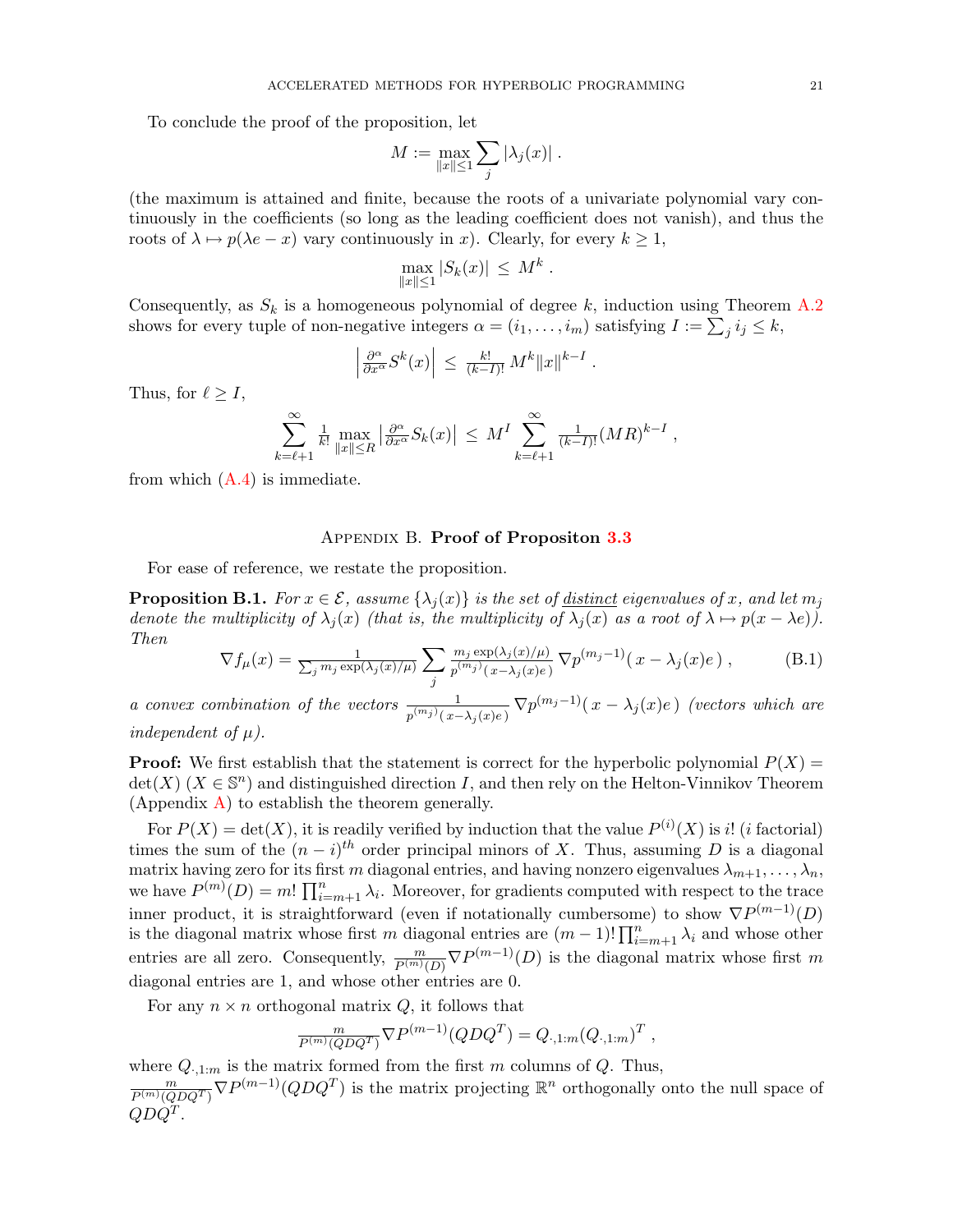To conclude the proof of the proposition, let

$$M := \max_{\|x\| \leq 1} \sum_j |\lambda_j(x)| \; .$$

(the maximum is attained and finite, because the roots of a univariate polynomial vary continuously in the coefficients (so long as the leading coefficient does not vanish), and thus the roots of $\lambda \mapsto p(\lambda e - x)$ vary continuously in $x$). Clearly, for every $k \geq 1$,

$$\max_{\|x\| \leq 1} |S_k(x)| \; \leq \; M^k \; .$$

Consequently, as $S_k$ is a homogeneous polynomial of degree $k$, induction using Theorem A.2 shows for every tuple of non-negative integers $\alpha = (i_1, \ldots, i_m)$ satisfying $I := \sum_j i_j \leq k$,

$$\left| \tfrac{\partial^\alpha}{\partial x^\alpha} S^k(x) \right| \; \leq \; \tfrac{k!}{(k-I)!} \, M^k \|x\|^{k-I} \; .$$

Thus, for $\ell \geq I$,

$$\sum_{k=\ell+1}^{\infty} \tfrac{1}{k!} \max_{\|x\| \leq R} \left| \tfrac{\partial^\alpha}{\partial x^\alpha} S_k(x) \right| \; \leq \; M^I \sum_{k=\ell+1}^{\infty} \tfrac{1}{(k-I)!} (MR)^{k-I} \; ,$$

from which (A.4) is immediate.

## Appendix B. **Proof of Propositon 3.3**

For ease of reference, we restate the proposition.

**Proposition B.1.** *For $x \in \mathcal{E}$, assume $\{\lambda_j(x)\}$ is the set of distinct eigenvalues of $x$, and let $m_j$ denote the multiplicity of $\lambda_j(x)$ (that is, the multiplicity of $\lambda_j(x)$ as a root of $\lambda \mapsto p(x - \lambda e)$). Then*

$$\nabla f_\mu(x) = \tfrac{1}{\sum_j m_j \exp(\lambda_j(x)/\mu)} \sum_j \tfrac{m_j \exp(\lambda_j(x)/\mu)}{p^{(m_j)}(\, x - \lambda_j(x) e \,)} \, \nabla p^{(m_j - 1)}(\, x - \lambda_j(x) e \,) \; , \tag{B.1}$$

*a convex combination of the vectors $\frac{1}{p^{(m_j)}(\, x - \lambda_j(x) e)} \nabla p^{(m_j-1)}(\, x - \lambda_j(x) e \,)$ (vectors which are independent of $\mu$).*

**Proof:** We first establish that the statement is correct for the hyperbolic polynomial $P(X) = \det(X)$ ($X \in \mathbb{S}^n$) and distinguished direction $I$, and then rely on the Helton-Vinnikov Theorem (Appendix A) to establish the theorem generally.

For $P(X) = \det(X)$, it is readily verified by induction that the value $P^{(i)}(X)$ is $i!$ ($i$ factorial) times the sum of the $(n-i)^{th}$ order principal minors of $X$. Thus, assuming $D$ is a diagonal matrix having zero for its first $m$ diagonal entries, and having nonzero eigenvalues $\lambda_{m+1}, \ldots, \lambda_n$, we have $P^{(m)}(D) = m! \prod_{i=m+1}^n \lambda_i$. Moreover, for gradients computed with respect to the trace inner product, it is straightforward (even if notationally cumbersome) to show $\nabla P^{(m-1)}(D)$ is the diagonal matrix whose first $m$ diagonal entries are $(m-1)! \prod_{i=m+1}^n \lambda_i$ and whose other entries are all zero. Consequently, $\frac{m}{P^{(m)}(D)} \nabla P^{(m-1)}(D)$ is the diagonal matrix whose first $m$ diagonal entries are 1, and whose other entries are 0.

For any $n \times n$ orthogonal matrix $Q$, it follows that

$$\tfrac{m}{P^{(m)}(QDQ^T)} \nabla P^{(m-1)}(QDQ^T) = Q_{\cdot,1:m} (Q_{\cdot,1:m})^T \; ,$$

where $Q_{\cdot,1:m}$ is the matrix formed from the first $m$ columns of $Q$. Thus, $\frac{m}{P^{(m)}(QDQ^T)} \nabla P^{(m-1)}(QDQ^T)$ is the matrix projecting $\mathbb{R}^n$ orthogonally onto the null space of $QDQ^T$.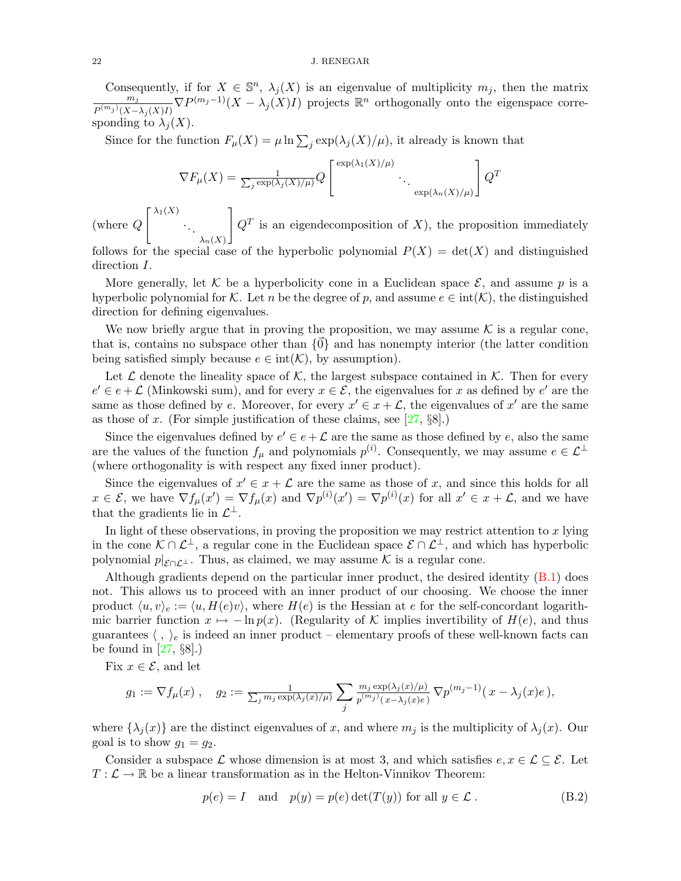Consequently, if for $X \in \mathbb{S}^n$, $\lambda_j(X)$ is an eigenvalue of multiplicity $m_j$, then the matrix $\frac{m_j}{P^{(m_j)}(X-\lambda_j(X)I)} \nabla P^{(m_j-1)}(X - \lambda_j(X)I)$ projects $\mathbb{R}^n$ orthogonally onto the eigenspace corresponding to $\lambda_j(X)$.

Since for the function $F_\mu(X) = \mu \ln \sum_j \exp(\lambda_j(X)/\mu)$, it already is known that

$$\nabla F_\mu(X) = \frac{1}{\sum_j \exp(\lambda_j(X)/\mu)} Q \begin{bmatrix} \exp(\lambda_1(X)/\mu) & & \\ & \ddots & \\ & & \exp(\lambda_n(X)/\mu) \end{bmatrix} Q^T$$

(where $Q \begin{bmatrix} \lambda_1(X) & & \\ & \ddots & \\ & & \lambda_n(X) \end{bmatrix} Q^T$ is an eigendecomposition of $X$), the proposition immediately follows for the special case of the hyperbolic polynomial $P(X) = \det(X)$ and distinguished direction $I$.

More generally, let $\mathcal{K}$ be a hyperbolicity cone in a Euclidean space $\mathcal{E}$, and assume $p$ is a hyperbolic polynomial for $\mathcal{K}$. Let $n$ be the degree of $p$, and assume $e \in \mathrm{int}(\mathcal{K})$, the distinguished direction for defining eigenvalues.

We now briefly argue that in proving the proposition, we may assume $\mathcal{K}$ is a regular cone, that is, contains no subspace other than $\{\vec{0}\}$ and has nonempty interior (the latter condition being satisfied simply because $e \in \mathrm{int}(\mathcal{K})$, by assumption).

Let $\mathcal{L}$ denote the lineality space of $\mathcal{K}$, the largest subspace contained in $\mathcal{K}$. Then for every $e' \in e + \mathcal{L}$ (Minkowski sum), and for every $x \in \mathcal{E}$, the eigenvalues for $x$ as defined by $e'$ are the same as those defined by $e$. Moreover, for every $x' \in x + \mathcal{L}$, the eigenvalues of $x'$ are the same as those of $x$. (For simple justification of these claims, see [27, §8].)

Since the eigenvalues defined by $e' \in e + \mathcal{L}$ are the same as those defined by $e$, also the same are the values of the function $f_\mu$ and polynomials $p^{(i)}$. Consequently, we may assume $e \in \mathcal{L}^\perp$ (where orthogonality is with respect any fixed inner product).

Since the eigenvalues of $x' \in x + \mathcal{L}$ are the same as those of $x$, and since this holds for all $x \in \mathcal{E}$, we have $\nabla f_\mu(x') = \nabla f_\mu(x)$ and $\nabla p^{(i)}(x') = \nabla p^{(i)}(x)$ for all $x' \in x + \mathcal{L}$, and we have that the gradients lie in $\mathcal{L}^\perp$.

In light of these observations, in proving the proposition we may restrict attention to $x$ lying in the cone $\mathcal{K} \cap \mathcal{L}^\perp$, a regular cone in the Euclidean space $\mathcal{E} \cap \mathcal{L}^\perp$, and which has hyperbolic polynomial $p|_{\mathcal{E}\cap\mathcal{L}^\perp}$. Thus, as claimed, we may assume $\mathcal{K}$ is a regular cone.

Although gradients depend on the particular inner product, the desired identity (B.1) does not. This allows us to proceed with an inner product of our choosing. We choose the inner product $\langle u, v \rangle_e := \langle u, H(e)v \rangle$, where $H(e)$ is the Hessian at $e$ for the self-concordant logarithmic barrier function $x \mapsto -\ln p(x)$. (Regularity of $\mathcal{K}$ implies invertibility of $H(e)$, and thus guarantees $\langle\ ,\ \rangle_e$ is indeed an inner product – elementary proofs of these well-known facts can be found in [27, §8].)

Fix $x \in \mathcal{E}$, and let

$$g_1 := \nabla f_\mu(x)\ , \quad g_2 := \frac{1}{\sum_j m_j \exp(\lambda_j(x)/\mu)} \sum_j \frac{m_j \exp(\lambda_j(x)/\mu)}{p^{(m_j)}(x-\lambda_j(x)e)} \nabla p^{(m_j-1)}(\, x - \lambda_j(x)e\,),$$

where $\{\lambda_j(x)\}$ are the distinct eigenvalues of $x$, and where $m_j$ is the multiplicity of $\lambda_j(x)$. Our goal is to show $g_1 = g_2$.

Consider a subspace $\mathcal{L}$ whose dimension is at most 3, and which satisfies $e, x \in \mathcal{L} \subseteq \mathcal{E}$. Let $T : \mathcal{L} \to \mathbb{R}$ be a linear transformation as in the Helton-Vinnikov Theorem:

$$p(e) = I \quad \text{and} \quad p(y) = p(e)\det(T(y)) \text{ for all } y \in \mathcal{L}\,. \tag{B.2}$$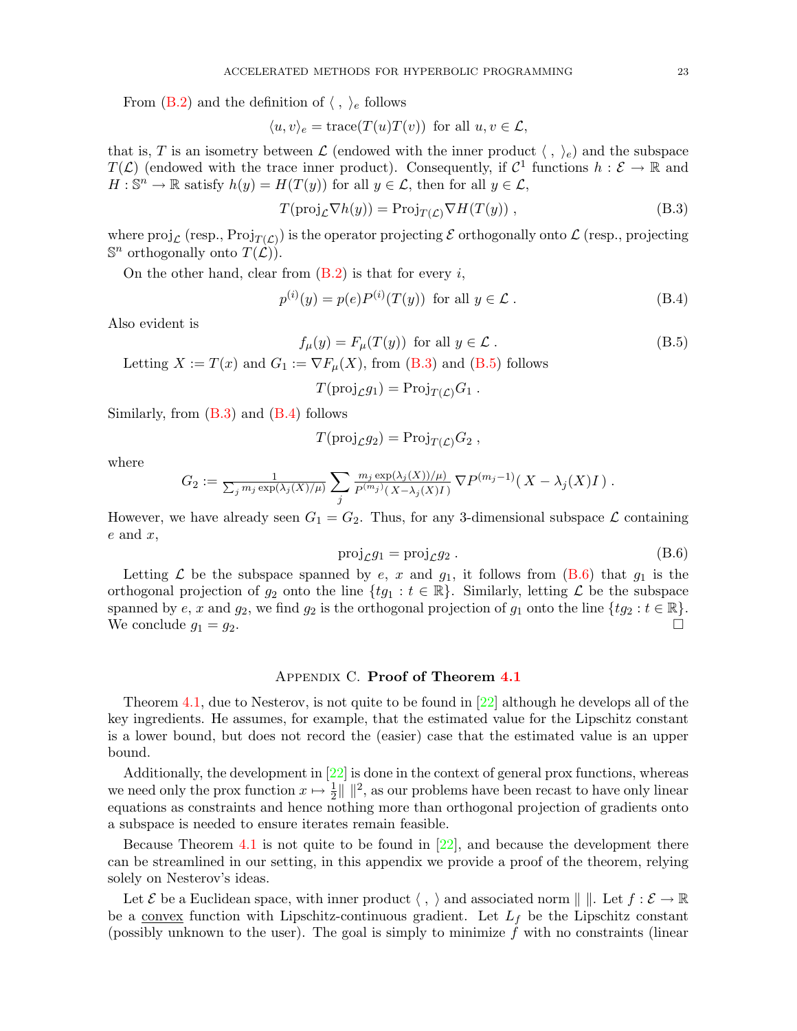From (B.2) and the definition of $\langle\ ,\ \rangle_e$ follows

$$\langle u, v\rangle_e = \mathrm{trace}(T(u)T(v)) \text{ for all } u, v \in \mathcal{L},$$

that is, $T$ is an isometry between $\mathcal{L}$ (endowed with the inner product $\langle\ ,\ \rangle_e$) and the subspace $T(\mathcal{L})$ (endowed with the trace inner product). Consequently, if $\mathcal{C}^1$ functions $h : \mathcal{E} \to \mathbb{R}$ and $H : \mathbb{S}^n \to \mathbb{R}$ satisfy $h(y) = H(T(y))$ for all $y \in \mathcal{L}$, then for all $y \in \mathcal{L}$,

$$T(\mathrm{proj}_{\mathcal{L}} \nabla h(y)) = \mathrm{Proj}_{T(\mathcal{L})} \nabla H(T(y)) \;, \tag{B.3}$$

where $\mathrm{proj}_{\mathcal{L}}$ (resp., $\mathrm{Proj}_{T(\mathcal{L})}$) is the operator projecting $\mathcal{E}$ orthogonally onto $\mathcal{L}$ (resp., projecting $\mathbb{S}^n$ orthogonally onto $T(\mathcal{L})$).

On the other hand, clear from (B.2) is that for every $i$,

$$p^{(i)}(y) = p(e) P^{(i)}(T(y)) \text{ for all } y \in \mathcal{L} \;. \tag{B.4}$$

Also evident is

$$f_\mu(y) = F_\mu(T(y)) \text{ for all } y \in \mathcal{L} \;. \tag{B.5}$$

Letting $X := T(x)$ and $G_1 := \nabla F_\mu(X)$, from (B.3) and (B.5) follows

$$T(\mathrm{proj}_{\mathcal{L}} g_1) = \mathrm{Proj}_{T(\mathcal{L})} G_1 \;.$$

Similarly, from (B.3) and (B.4) follows

$$T(\mathrm{proj}_{\mathcal{L}} g_2) = \mathrm{Proj}_{T(\mathcal{L})} G_2 \;,$$

where

$$G_2 := \tfrac{1}{\sum_j m_j \exp(\lambda_j(X)/\mu)} \sum_j \tfrac{m_j \exp(\lambda_j(X))/\mu)}{P^{(m_j)}(\,X - \lambda_j(X) I\,)} \nabla P^{(m_j - 1)}(\,X - \lambda_j(X) I\,) \;.$$

However, we have already seen $G_1 = G_2$. Thus, for any 3-dimensional subspace $\mathcal{L}$ containing $e$ and $x$,

$$\mathrm{proj}_{\mathcal{L}} g_1 = \mathrm{proj}_{\mathcal{L}} g_2 \;. \tag{B.6}$$

Letting $\mathcal{L}$ be the subspace spanned by $e$, $x$ and $g_1$, it follows from (B.6) that $g_1$ is the orthogonal projection of $g_2$ onto the line $\{tg_1 : t \in \mathbb{R}\}$. Similarly, letting $\mathcal{L}$ be the subspace spanned by $e$, $x$ and $g_2$, we find $g_2$ is the orthogonal projection of $g_1$ onto the line $\{tg_2 : t \in \mathbb{R}\}$. We conclude $g_1 = g_2$. $\square$

## Appendix C. Proof of Theorem 4.1

Theorem 4.1, due to Nesterov, is not quite to be found in [22] although he develops all of the key ingredients. He assumes, for example, that the estimated value for the Lipschitz constant is a lower bound, but does not record the (easier) case that the estimated value is an upper bound.

Additionally, the development in [22] is done in the context of general prox functions, whereas we need only the prox function $x \mapsto \frac{1}{2}\|\ \|^2$, as our problems have been recast to have only linear equations as constraints and hence nothing more than orthogonal projection of gradients onto a subspace is needed to ensure iterates remain feasible.

Because Theorem 4.1 is not quite to be found in [22], and because the development there can be streamlined in our setting, in this appendix we provide a proof of the theorem, relying solely on Nesterov's ideas.

Let $\mathcal{E}$ be a Euclidean space, with inner product $\langle\ ,\ \rangle$ and associated norm $\|\ \|$. Let $f : \mathcal{E} \to \mathbb{R}$ be a convex function with Lipschitz-continuous gradient. Let $L_f$ be the Lipschitz constant (possibly unknown to the user). The goal is simply to minimize $f$ with no constraints (linear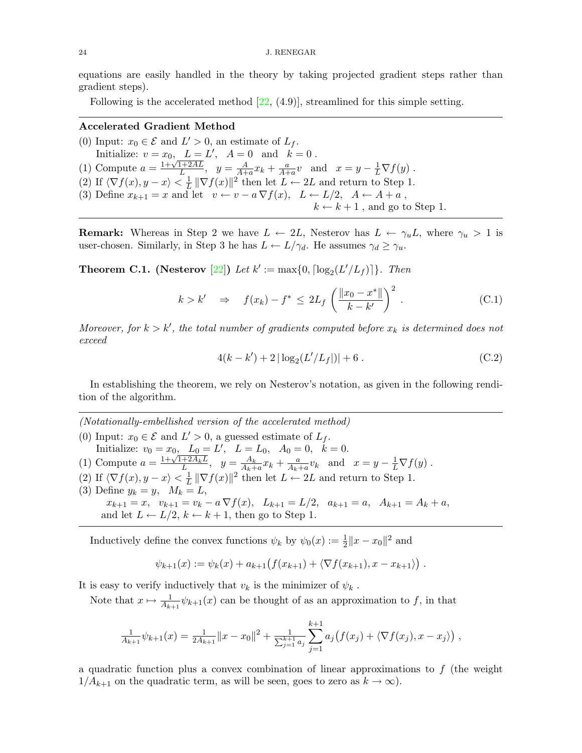equations are easily handled in the theory by taking projected gradient steps rather than gradient steps).

Following is the accelerated method [22, (4.9)], streamlined for this simple setting.

---

**Accelerated Gradient Method**

(0) Input: $x_0 \in \mathcal{E}$ and $L' > 0$, an estimate of $L_f$.
    Initialize: $v = x_0, \quad L = L', \quad A = 0 \quad \text{and} \quad k = 0$ .

(1) Compute $a = \frac{1+\sqrt{1+2AL}}{L}, \quad y = \frac{A}{A+a}x_k + \frac{a}{A+a}v \quad \text{and} \quad x = y - \frac{1}{L}\nabla f(y)$ .

(2) If $\langle \nabla f(x), y - x \rangle < \frac{1}{L}\|\nabla f(x)\|^2$ then let $L \leftarrow 2L$ and return to Step 1.

(3) Define $x_{k+1} = x$ and let $\quad v \leftarrow v - a\,\nabla f(x), \quad L \leftarrow L/2, \quad A \leftarrow A + a$ ,
    $k \leftarrow k+1$ , and go to Step 1.

---

**Remark:** Whereas in Step 2 we have $L \leftarrow 2L$, Nesterov has $L \leftarrow \gamma_u L$, where $\gamma_u > 1$ is user-chosen. Similarly, in Step 3 he has $L \leftarrow L/\gamma_d$. He assumes $\gamma_d \geq \gamma_u$.

**Theorem C.1. (Nesterov [22])** *Let $k' := \max\{0, \lceil \log_2(L'/L_f) \rceil\}$. Then*

$$k > k' \quad \Rightarrow \quad f(x_k) - f^* \leq 2L_f \left( \frac{\|x_0 - x^*\|}{k - k'} \right)^2 . \tag{C.1}$$

*Moreover, for $k > k'$, the total number of gradients computed before $x_k$ is determined does not exceed*

$$4(k - k') + 2\,|\log_2(L'/L_f|)| + 6 . \tag{C.2}$$

In establishing the theorem, we rely on Nesterov's notation, as given in the following rendition of the algorithm.

---

*(Notationally-embellished version of the accelerated method)*

(0) Input: $x_0 \in \mathcal{E}$ and $L' > 0$, a guessed estimate of $L_f$.
    Initialize: $v_0 = x_0, \quad L_0 = L', \quad L = L_0, \quad A_0 = 0, \quad k = 0$.

(1) Compute $a = \frac{1+\sqrt{1+2A_k L}}{L}, \quad y = \frac{A_k}{A_k+a}x_k + \frac{a}{A_k+a}v_k \quad \text{and} \quad x = y - \frac{1}{L}\nabla f(y)$ .

(2) If $\langle \nabla f(x), y - x \rangle < \frac{1}{L}\|\nabla f(x)\|^2$ then let $L \leftarrow 2L$ and return to Step 1.

(3) Define $y_k = y, \quad M_k = L$,
    $x_{k+1} = x, \quad v_{k+1} = v_k - a\,\nabla f(x), \quad L_{k+1} = L/2, \quad a_{k+1} = a, \quad A_{k+1} = A_k + a$,
    and let $L \leftarrow L/2$, $k \leftarrow k+1$, then go to Step 1.

---

Inductively define the convex functions $\psi_k$ by $\psi_0(x) := \frac{1}{2}\|x - x_0\|^2$ and

$$\psi_{k+1}(x) := \psi_k(x) + a_{k+1}\big(f(x_{k+1}) + \langle \nabla f(x_{k+1}), x - x_{k+1} \rangle\big) .$$

It is easy to verify inductively that $v_k$ is the minimizer of $\psi_k$ .

Note that $x \mapsto \frac{1}{A_{k+1}}\psi_{k+1}(x)$ can be thought of as an approximation to $f$, in that

$$\tfrac{1}{A_{k+1}}\psi_{k+1}(x) = \tfrac{1}{2A_{k+1}}\|x - x_0\|^2 + \tfrac{1}{\sum_{j=1}^{k+1} a_j} \sum_{j=1}^{k+1} a_j\big(f(x_j) + \langle \nabla f(x_j), x - x_j \rangle\big) ,$$

a quadratic function plus a convex combination of linear approximations to $f$ (the weight $1/A_{k+1}$ on the quadratic term, as will be seen, goes to zero as $k \to \infty$).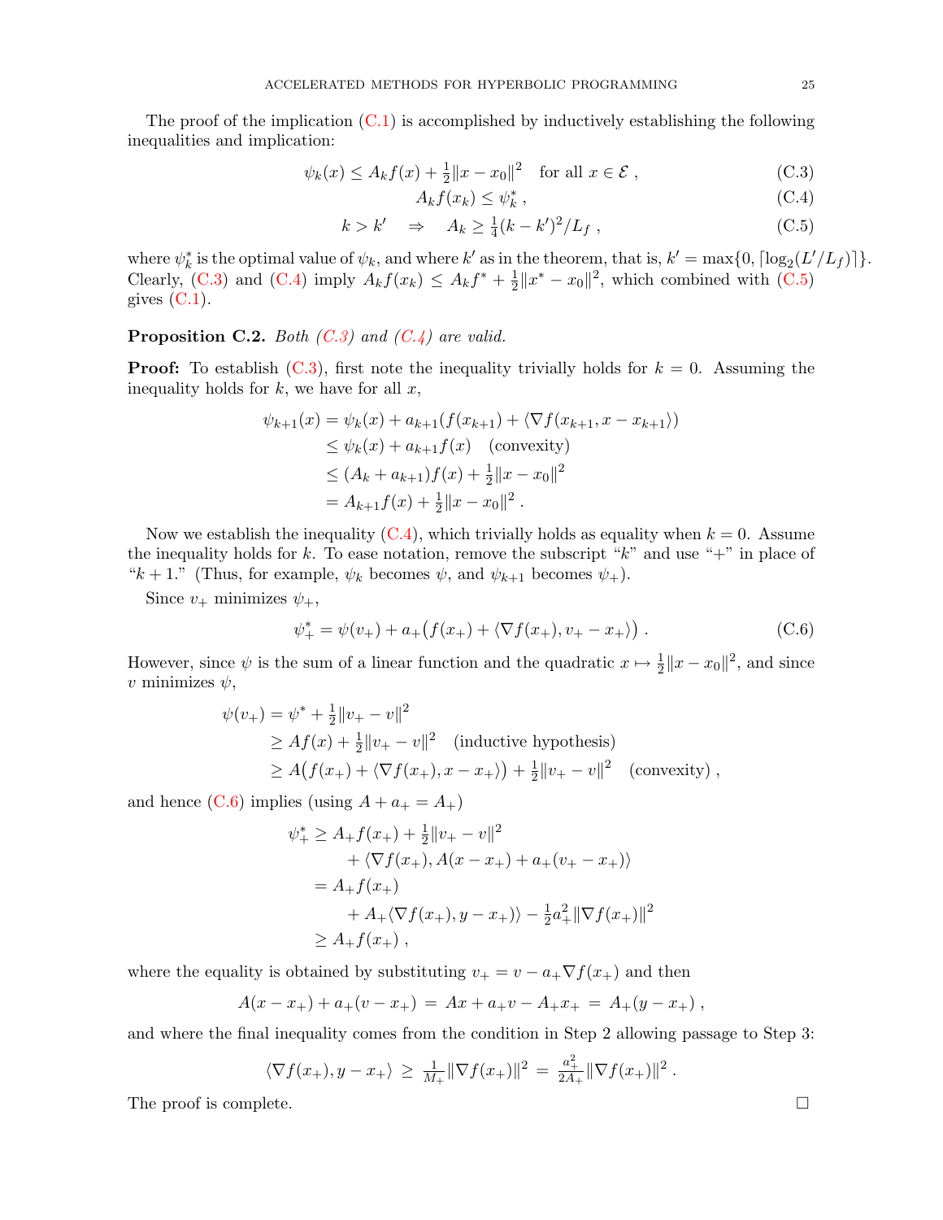The proof of the implication (C.1) is accomplished by inductively establishing the following inequalities and implication:

$$\psi_k(x) \leq A_k f(x) + \tfrac{1}{2}\|x - x_0\|^2 \quad \text{for all } x \in \mathcal{E} \;, \tag{C.3}$$

$$A_k f(x_k) \leq \psi_k^* \;, \tag{C.4}$$

$$k > k' \quad \Rightarrow \quad A_k \geq \tfrac{1}{4}(k - k')^2 / L_f \;, \tag{C.5}$$

where $\psi_k^*$ is the optimal value of $\psi_k$, and where $k'$ as in the theorem, that is, $k' = \max\{0, \lceil \log_2(L'/L_f) \rceil\}$. Clearly, (C.3) and (C.4) imply $A_k f(x_k) \leq A_k f^* + \frac{1}{2}\|x^* - x_0\|^2$, which combined with (C.5) gives (C.1).

**Proposition C.2.** *Both (C.3) and (C.4) are valid.*

**Proof:** To establish (C.3), first note the inequality trivially holds for $k = 0$. Assuming the inequality holds for $k$, we have for all $x$,

$$\begin{aligned}
\psi_{k+1}(x) &= \psi_k(x) + a_{k+1}(f(x_{k+1}) + \langle \nabla f(x_{k+1}, x - x_{k+1} \rangle) \\
&\leq \psi_k(x) + a_{k+1} f(x) \quad \text{(convexity)} \\
&\leq (A_k + a_{k+1}) f(x) + \tfrac{1}{2}\|x - x_0\|^2 \\
&= A_{k+1} f(x) + \tfrac{1}{2}\|x - x_0\|^2 \;.
\end{aligned}$$

Now we establish the inequality (C.4), which trivially holds as equality when $k = 0$. Assume the inequality holds for $k$. To ease notation, remove the subscript "$k$" and use "$+$" in place of "$k+1$." (Thus, for example, $\psi_k$ becomes $\psi$, and $\psi_{k+1}$ becomes $\psi_+$).

Since $v_+$ minimizes $\psi_+$,

$$\psi_+^* = \psi(v_+) + a_+\big(f(x_+) + \langle \nabla f(x_+), v_+ - x_+ \rangle\big) \;. \tag{C.6}$$

However, since $\psi$ is the sum of a linear function and the quadratic $x \mapsto \frac{1}{2}\|x - x_0\|^2$, and since $v$ minimizes $\psi$,

$$\begin{aligned}
\psi(v_+) &= \psi^* + \tfrac{1}{2}\|v_+ - v\|^2 \\
&\geq A f(x) + \tfrac{1}{2}\|v_+ - v\|^2 \quad \text{(inductive hypothesis)} \\
&\geq A\big(f(x_+) + \langle \nabla f(x_+), x - x_+ \rangle\big) + \tfrac{1}{2}\|v_+ - v\|^2 \quad \text{(convexity)} \;,
\end{aligned}$$

and hence (C.6) implies (using $A + a_+ = A_+$)

$$\begin{aligned}
\psi_+^* &\geq A_+ f(x_+) + \tfrac{1}{2}\|v_+ - v\|^2 \\
&\qquad + \langle \nabla f(x_+), A(x - x_+) + a_+(v_+ - x_+) \rangle \\
&= A_+ f(x_+) \\
&\qquad + A_+ \langle \nabla f(x_+), y - x_+ \rangle\rangle - \tfrac{1}{2} a_+^2 \|\nabla f(x_+)\|^2 \\
&\geq A_+ f(x_+) \;,
\end{aligned}$$

where the equality is obtained by substituting $v_+ = v - a_+ \nabla f(x_+)$ and then

$$A(x - x_+) + a_+(v - x_+) \;=\; Ax + a_+ v - A_+ x_+ \;=\; A_+(y - x_+) \;,$$

and where the final inequality comes from the condition in Step 2 allowing passage to Step 3:

$$\langle \nabla f(x_+), y - x_+ \rangle \;\geq\; \tfrac{1}{M_+}\|\nabla f(x_+)\|^2 \;=\; \tfrac{a_+^2}{2A_+}\|\nabla f(x_+)\|^2 \;.$$

The proof is complete. $\square$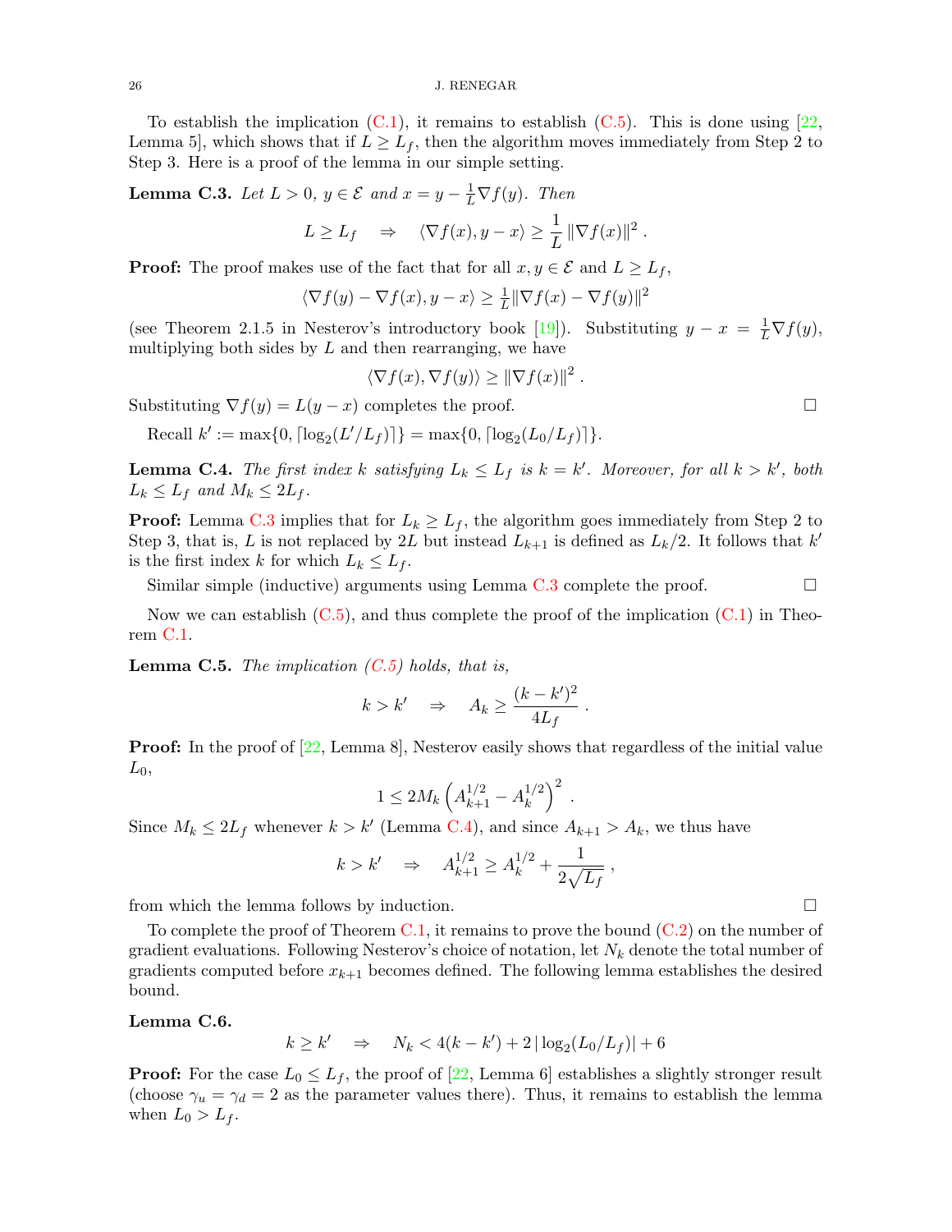To establish the implication (C.1), it remains to establish (C.5). This is done using [22, Lemma 5], which shows that if $L \geq L_f$, then the algorithm moves immediately from Step 2 to Step 3. Here is a proof of the lemma in our simple setting.

**Lemma C.3.** *Let $L > 0$, $y \in \mathcal{E}$ and $x = y - \frac{1}{L}\nabla f(y)$. Then*

$$L \geq L_f \quad \Rightarrow \quad \langle \nabla f(x), y - x \rangle \geq \frac{1}{L} \|\nabla f(x)\|^2 .$$

**Proof:** The proof makes use of the fact that for all $x, y \in \mathcal{E}$ and $L \geq L_f$,

$$\langle \nabla f(y) - \nabla f(x), y - x \rangle \geq \tfrac{1}{L} \|\nabla f(x) - \nabla f(y)\|^2$$

(see Theorem 2.1.5 in Nesterov's introductory book [19]). Substituting $y - x = \frac{1}{L}\nabla f(y)$, multiplying both sides by $L$ and then rearranging, we have

$$\langle \nabla f(x), \nabla f(y) \rangle \geq \|\nabla f(x)\|^2 .$$

Substituting $\nabla f(y) = L(y - x)$ completes the proof. □

Recall $k' := \max\{0, \lceil \log_2(L'/L_f) \rceil\} = \max\{0, \lceil \log_2(L_0/L_f) \rceil\}$.

**Lemma C.4.** *The first index $k$ satisfying $L_k \leq L_f$ is $k = k'$. Moreover, for all $k > k'$, both $L_k \leq L_f$ and $M_k \leq 2L_f$.*

**Proof:** Lemma C.3 implies that for $L_k \geq L_f$, the algorithm goes immediately from Step 2 to Step 3, that is, $L$ is not replaced by $2L$ but instead $L_{k+1}$ is defined as $L_k/2$. It follows that $k'$ is the first index $k$ for which $L_k \leq L_f$.

Similar simple (inductive) arguments using Lemma C.3 complete the proof. □

Now we can establish (C.5), and thus complete the proof of the implication (C.1) in Theorem C.1.

**Lemma C.5.** *The implication (C.5) holds, that is,*

$$k > k' \quad \Rightarrow \quad A_k \geq \frac{(k - k')^2}{4L_f} .$$

**Proof:** In the proof of [22, Lemma 8], Nesterov easily shows that regardless of the initial value $L_0$,

$$1 \leq 2M_k \left( A_{k+1}^{1/2} - A_k^{1/2} \right)^2 .$$

Since $M_k \leq 2L_f$ whenever $k > k'$ (Lemma C.4), and since $A_{k+1} > A_k$, we thus have

$$k > k' \quad \Rightarrow \quad A_{k+1}^{1/2} \geq A_k^{1/2} + \frac{1}{2\sqrt{L_f}} ,$$

from which the lemma follows by induction. □

To complete the proof of Theorem C.1, it remains to prove the bound (C.2) on the number of gradient evaluations. Following Nesterov's choice of notation, let $N_k$ denote the total number of gradients computed before $x_{k+1}$ becomes defined. The following lemma establishes the desired bound.

**Lemma C.6.**

$$k \geq k' \quad \Rightarrow \quad N_k < 4(k - k') + 2\,|\log_2(L_0/L_f)| + 6$$

**Proof:** For the case $L_0 \leq L_f$, the proof of [22, Lemma 6] establishes a slightly stronger result (choose $\gamma_u = \gamma_d = 2$ as the parameter values there). Thus, it remains to establish the lemma when $L_0 > L_f$.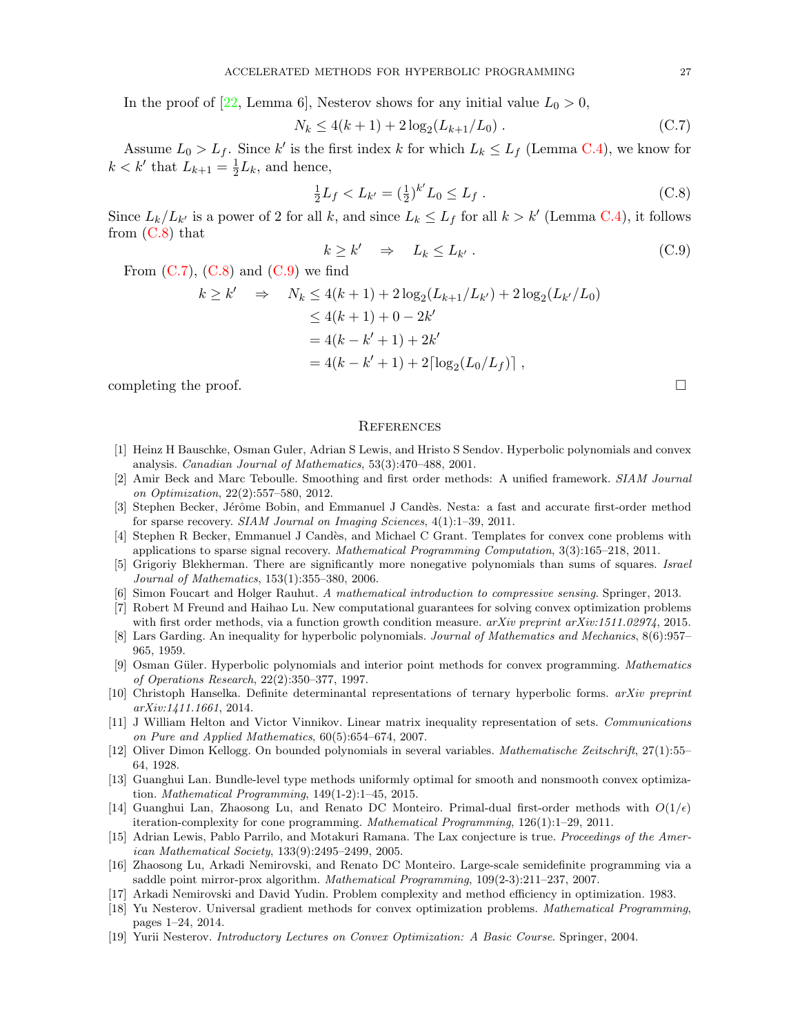In the proof of [22, Lemma 6], Nesterov shows for any initial value $L_0 > 0$,

$$N_k \leq 4(k+1) + 2\log_2(L_{k+1}/L_0) \; . \tag{C.7}$$

Assume $L_0 > L_f$. Since $k'$ is the first index $k$ for which $L_k \leq L_f$ (Lemma C.4), we know for $k < k'$ that $L_{k+1} = \frac{1}{2}L_k$, and hence,

$$\tfrac{1}{2}L_f < L_{k'} = (\tfrac{1}{2})^{k'} L_0 \leq L_f \; . \tag{C.8}$$

Since $L_k/L_{k'}$ is a power of 2 for all $k$, and since $L_k \leq L_f$ for all $k > k'$ (Lemma C.4), it follows from (C.8) that

$$k \geq k' \quad \Rightarrow \quad L_k \leq L_{k'} \; . \tag{C.9}$$

From (C.7), (C.8) and (C.9) we find

$$\begin{aligned}
k \geq k' \quad \Rightarrow \quad N_k &\leq 4(k+1) + 2\log_2(L_{k+1}/L_{k'}) + 2\log_2(L_{k'}/L_0) \\
&\leq 4(k+1) + 0 - 2k' \\
&= 4(k-k'+1) + 2k' \\
&= 4(k-k'+1) + 2\lceil \log_2(L_0/L_f) \rceil \; ,
\end{aligned}$$

completing the proof. □

## References

[1] Heinz H Bauschke, Osman Guler, Adrian S Lewis, and Hristo S Sendov. Hyperbolic polynomials and convex analysis. *Canadian Journal of Mathematics*, 53(3):470–488, 2001.

[2] Amir Beck and Marc Teboulle. Smoothing and first order methods: A unified framework. *SIAM Journal on Optimization*, 22(2):557–580, 2012.

[3] Stephen Becker, Jérôme Bobin, and Emmanuel J Candès. Nesta: a fast and accurate first-order method for sparse recovery. *SIAM Journal on Imaging Sciences*, 4(1):1–39, 2011.

[4] Stephen R Becker, Emmanuel J Candès, and Michael C Grant. Templates for convex cone problems with applications to sparse signal recovery. *Mathematical Programming Computation*, 3(3):165–218, 2011.

[5] Grigoriy Blekherman. There are significantly more nonegative polynomials than sums of squares. *Israel Journal of Mathematics*, 153(1):355–380, 2006.

[6] Simon Foucart and Holger Rauhut. *A mathematical introduction to compressive sensing*. Springer, 2013.

[7] Robert M Freund and Haihao Lu. New computational guarantees for solving convex optimization problems with first order methods, via a function growth condition measure. *arXiv preprint arXiv:1511.02974*, 2015.

[8] Lars Garding. An inequality for hyperbolic polynomials. *Journal of Mathematics and Mechanics*, 8(6):957–965, 1959.

[9] Osman Güler. Hyperbolic polynomials and interior point methods for convex programming. *Mathematics of Operations Research*, 22(2):350–377, 1997.

[10] Christoph Hanselka. Definite determinantal representations of ternary hyperbolic forms. *arXiv preprint arXiv:1411.1661*, 2014.

[11] J William Helton and Victor Vinnikov. Linear matrix inequality representation of sets. *Communications on Pure and Applied Mathematics*, 60(5):654–674, 2007.

[12] Oliver Dimon Kellogg. On bounded polynomials in several variables. *Mathematische Zeitschrift*, 27(1):55–64, 1928.

[13] Guanghui Lan. Bundle-level type methods uniformly optimal for smooth and nonsmooth convex optimization. *Mathematical Programming*, 149(1-2):1–45, 2015.

[14] Guanghui Lan, Zhaosong Lu, and Renato DC Monteiro. Primal-dual first-order methods with $O(1/\epsilon)$ iteration-complexity for cone programming. *Mathematical Programming*, 126(1):1–29, 2011.

[15] Adrian Lewis, Pablo Parrilo, and Motakuri Ramana. The Lax conjecture is true. *Proceedings of the American Mathematical Society*, 133(9):2495–2499, 2005.

[16] Zhaosong Lu, Arkadi Nemirovski, and Renato DC Monteiro. Large-scale semidefinite programming via a saddle point mirror-prox algorithm. *Mathematical Programming*, 109(2-3):211–237, 2007.

[17] Arkadi Nemirovski and David Yudin. Problem complexity and method efficiency in optimization. 1983.

[18] Yu Nesterov. Universal gradient methods for convex optimization problems. *Mathematical Programming*, pages 1–24, 2014.

[19] Yurii Nesterov. *Introductory Lectures on Convex Optimization: A Basic Course*. Springer, 2004.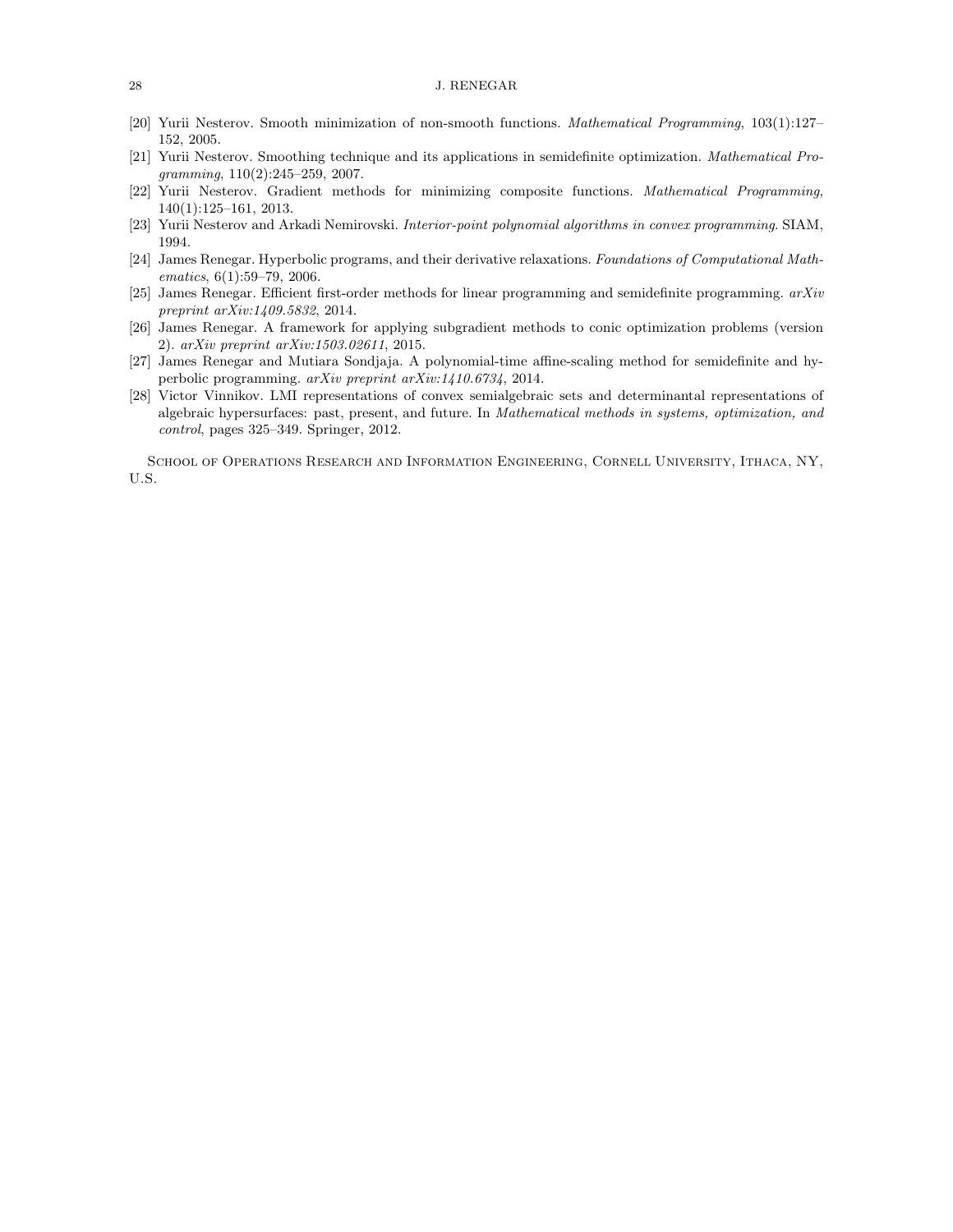[20] Yurii Nesterov. Smooth minimization of non-smooth functions. *Mathematical Programming*, 103(1):127–152, 2005.

[21] Yurii Nesterov. Smoothing technique and its applications in semidefinite optimization. *Mathematical Programming*, 110(2):245–259, 2007.

[22] Yurii Nesterov. Gradient methods for minimizing composite functions. *Mathematical Programming*, 140(1):125–161, 2013.

[23] Yurii Nesterov and Arkadi Nemirovski. *Interior-point polynomial algorithms in convex programming*. SIAM, 1994.

[24] James Renegar. Hyperbolic programs, and their derivative relaxations. *Foundations of Computational Mathematics*, 6(1):59–79, 2006.

[25] James Renegar. Efficient first-order methods for linear programming and semidefinite programming. *arXiv preprint arXiv:1409.5832*, 2014.

[26] James Renegar. A framework for applying subgradient methods to conic optimization problems (version 2). *arXiv preprint arXiv:1503.02611*, 2015.

[27] James Renegar and Mutiara Sondjaja. A polynomial-time affine-scaling method for semidefinite and hyperbolic programming. *arXiv preprint arXiv:1410.6734*, 2014.

[28] Victor Vinnikov. LMI representations of convex semialgebraic sets and determinantal representations of algebraic hypersurfaces: past, present, and future. In *Mathematical methods in systems, optimization, and control*, pages 325–349. Springer, 2012.

School of Operations Research and Information Engineering, Cornell University, Ithaca, NY, U.S.